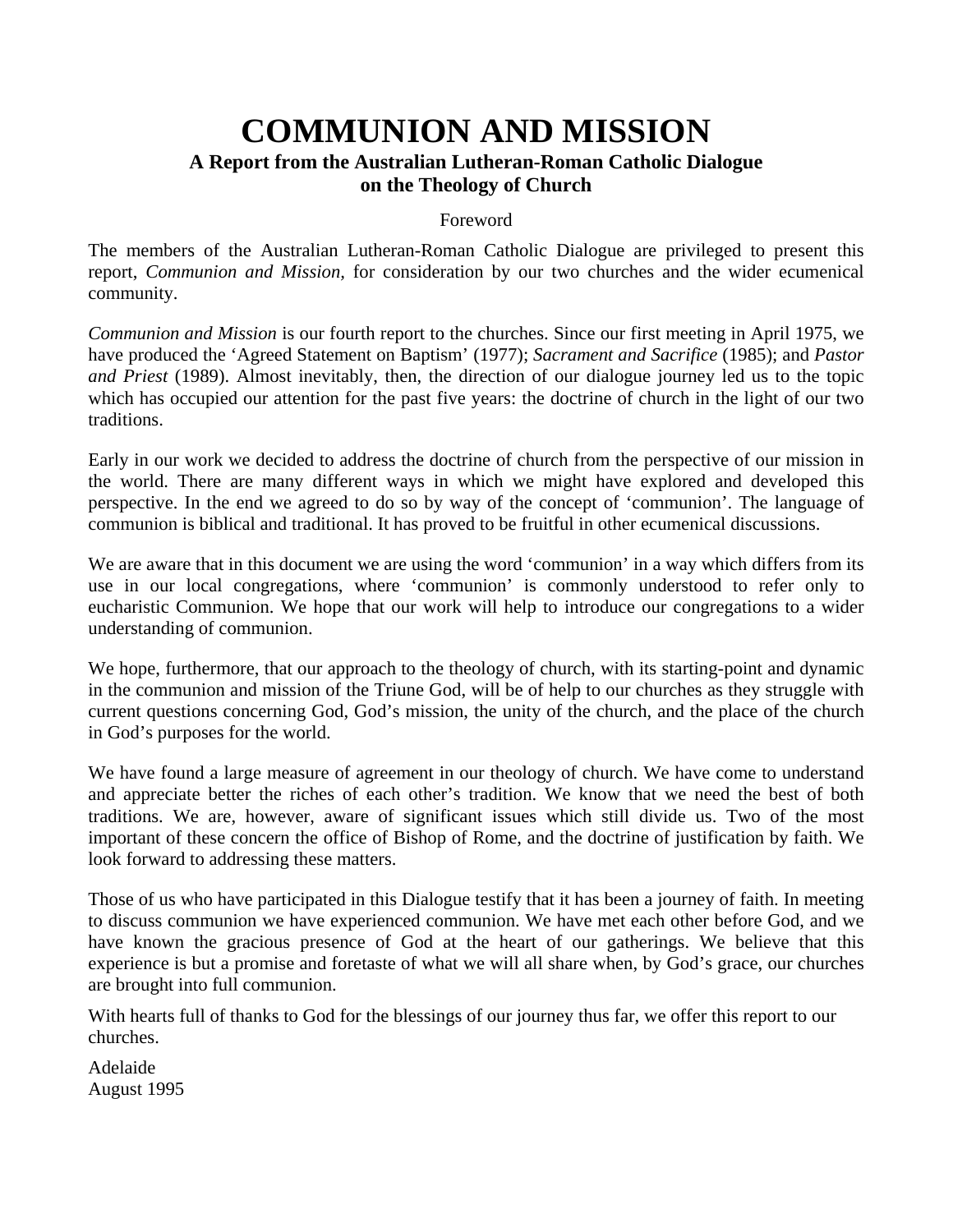# COMMUNION AND MISSION

### A Report from the Australian Lutheran-Roman Catholic Dialogue on the Theology of Church

Foreword

The members of the Australian Lutheran-Roman Catholic Dialogue are privileged to present this report, *Communion and Mission*, for consideration by our two churches and the wider ecumenical community.

*Communion and Mission* is our fourth report to the churches. Since our first meeting in April 1975, we have produced the 'Agreed Statement on Baptism' (1977); *Sacrament and Sacrifice* (1985); and *Pastor and Priest* (1989). Almost inevitably, then, the direction of our dialogue journey led us to the topic which has occupied our attention for the past five years: the doctrine of church in the light of our two traditions.

Early in our work we decided to address the doctrine of church from the perspective of our mission in the world. There are many different ways in which we might have explored and developed this perspective. In the end we agreed to do so by way of the concept of 'communion'. The language of communion is biblical and traditional. It has proved to be fruitful in other ecumenical discussions.

We are aware that in this document we are using the word 'communion' in a way which differs from its use in our local congregations, where 'communion' is commonly understood to refer only to eucharistic Communion. We hope that our work will help to introduce our congregations to a wider understanding of communion.

We hope, furthermore, that our approach to the theology of church, with its starting-point and dynamic in the communion and mission of the Triune God, will be of help to our churches as they struggle with current questions concerning God, God's mission, the unity of the church, and the place of the church in God's purposes for the world.

We have found a large measure of agreement in our theology of church. We have come to understand and appreciate better the riches of each other's tradition. We know that we need the best of both traditions. We are, however, aware of significant issues which still divide us. Two of the most important of these concern the office of Bishop of Rome, and the doctrine of justification by faith. We look forward to addressing these matters.

Those of us who have participated in this Dialogue testify that it has been a journey of faith. In meeting to discuss communion we have experienced communion. We have met each other before God, and we have known the gracious presence of God at the heart of our gatherings. We believe that this experience is but a promise and foretaste of what we will all share when, by God's grace, our churches are brought into full communion.

With hearts full of thanks to God for the blessings of our journey thus far, we offer this report to our churches.

Adelaide
August 1995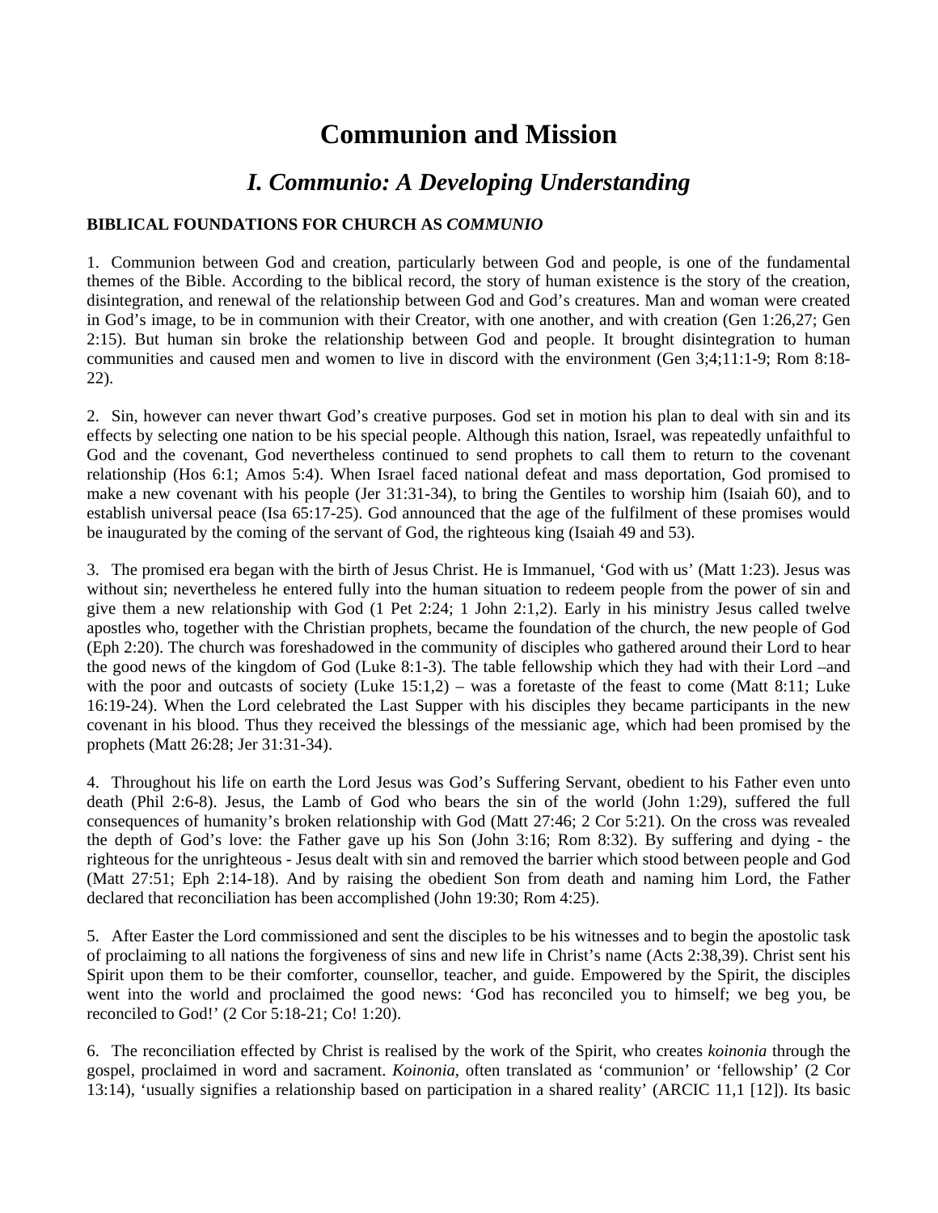# Communion and Mission

## *I. Communio: A Developing Understanding*

**BIBLICAL FOUNDATIONS FOR CHURCH AS *COMMUNIO***

1. Communion between God and creation, particularly between God and people, is one of the fundamental themes of the Bible. According to the biblical record, the story of human existence is the story of the creation, disintegration, and renewal of the relationship between God and God's creatures. Man and woman were created in God's image, to be in communion with their Creator, with one another, and with creation (Gen 1:26,27; Gen 2:15). But human sin broke the relationship between God and people. It brought disintegration to human communities and caused men and women to live in discord with the environment (Gen 3;4;11:1-9; Rom 8:18-22).

2. Sin, however can never thwart God's creative purposes. God set in motion his plan to deal with sin and its effects by selecting one nation to be his special people. Although this nation, Israel, was repeatedly unfaithful to God and the covenant, God nevertheless continued to send prophets to call them to return to the covenant relationship (Hos 6:1; Amos 5:4). When Israel faced national defeat and mass deportation, God promised to make a new covenant with his people (Jer 31:31-34), to bring the Gentiles to worship him (Isaiah 60), and to establish universal peace (Isa 65:17-25). God announced that the age of the fulfilment of these promises would be inaugurated by the coming of the servant of God, the righteous king (Isaiah 49 and 53).

3. The promised era began with the birth of Jesus Christ. He is Immanuel, 'God with us' (Matt 1:23). Jesus was without sin; nevertheless he entered fully into the human situation to redeem people from the power of sin and give them a new relationship with God (1 Pet 2:24; 1 John 2:1,2). Early in his ministry Jesus called twelve apostles who, together with the Christian prophets, became the foundation of the church, the new people of God (Eph 2:20). The church was foreshadowed in the community of disciples who gathered around their Lord to hear the good news of the kingdom of God (Luke 8:1-3). The table fellowship which they had with their Lord –and with the poor and outcasts of society (Luke 15:1,2) – was a foretaste of the feast to come (Matt 8:11; Luke 16:19-24). When the Lord celebrated the Last Supper with his disciples they became participants in the new covenant in his blood. Thus they received the blessings of the messianic age, which had been promised by the prophets (Matt 26:28; Jer 31:31-34).

4. Throughout his life on earth the Lord Jesus was God's Suffering Servant, obedient to his Father even unto death (Phil 2:6-8). Jesus, the Lamb of God who bears the sin of the world (John 1:29), suffered the full consequences of humanity's broken relationship with God (Matt 27:46; 2 Cor 5:21). On the cross was revealed the depth of God's love: the Father gave up his Son (John 3:16; Rom 8:32). By suffering and dying - the righteous for the unrighteous - Jesus dealt with sin and removed the barrier which stood between people and God (Matt 27:51; Eph 2:14-18). And by raising the obedient Son from death and naming him Lord, the Father declared that reconciliation has been accomplished (John 19:30; Rom 4:25).

5. After Easter the Lord commissioned and sent the disciples to be his witnesses and to begin the apostolic task of proclaiming to all nations the forgiveness of sins and new life in Christ's name (Acts 2:38,39). Christ sent his Spirit upon them to be their comforter, counsellor, teacher, and guide. Empowered by the Spirit, the disciples went into the world and proclaimed the good news: 'God has reconciled you to himself; we beg you, be reconciled to God!' (2 Cor 5:18-21; Co! 1:20).

6. The reconciliation effected by Christ is realised by the work of the Spirit, who creates *koinonia* through the gospel, proclaimed in word and sacrament. *Koinonia*, often translated as 'communion' or 'fellowship' (2 Cor 13:14), 'usually signifies a relationship based on participation in a shared reality' (ARCIC 11,1 [12]). Its basic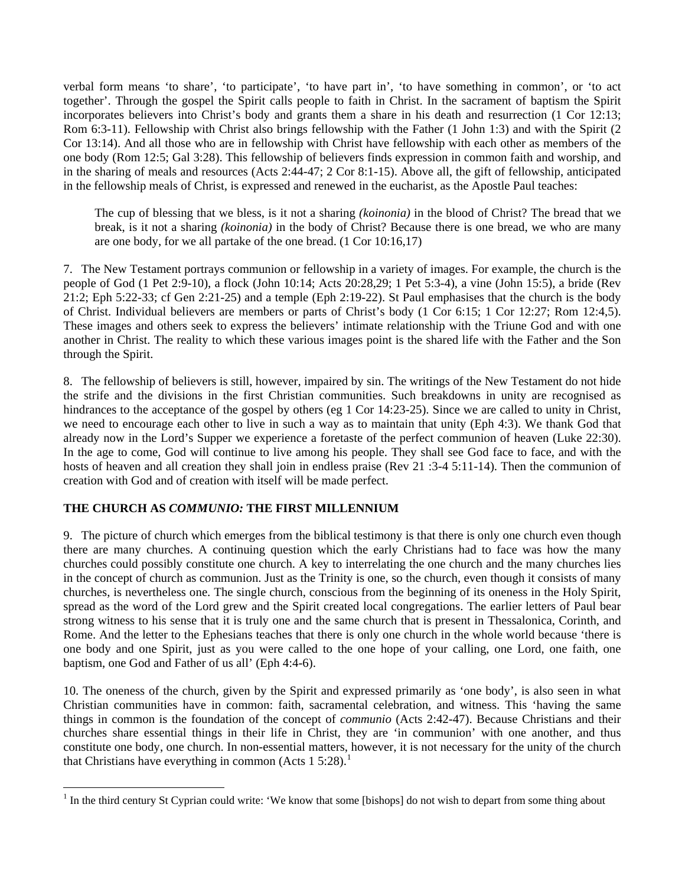verbal form means 'to share', 'to participate', 'to have part in', 'to have something in common', or 'to act together'. Through the gospel the Spirit calls people to faith in Christ. In the sacrament of baptism the Spirit incorporates believers into Christ's body and grants them a share in his death and resurrection (1 Cor 12:13; Rom 6:3-11). Fellowship with Christ also brings fellowship with the Father (1 John 1:3) and with the Spirit (2 Cor 13:14). And all those who are in fellowship with Christ have fellowship with each other as members of the one body (Rom 12:5; Gal 3:28). This fellowship of believers finds expression in common faith and worship, and in the sharing of meals and resources (Acts 2:44-47; 2 Cor 8:1-15). Above all, the gift of fellowship, anticipated in the fellowship meals of Christ, is expressed and renewed in the eucharist, as the Apostle Paul teaches:

> The cup of blessing that we bless, is it not a sharing *(koinonia)* in the blood of Christ? The bread that we break, is it not a sharing *(koinonia)* in the body of Christ? Because there is one bread, we who are many are one body, for we all partake of the one bread. (1 Cor 10:16,17)

7. The New Testament portrays communion or fellowship in a variety of images. For example, the church is the people of God (1 Pet 2:9-10), a flock (John 10:14; Acts 20:28,29; 1 Pet 5:3-4), a vine (John 15:5), a bride (Rev 21:2; Eph 5:22-33; cf Gen 2:21-25) and a temple (Eph 2:19-22). St Paul emphasises that the church is the body of Christ. Individual believers are members or parts of Christ's body (1 Cor 6:15; 1 Cor 12:27; Rom 12:4,5). These images and others seek to express the believers' intimate relationship with the Triune God and with one another in Christ. The reality to which these various images point is the shared life with the Father and the Son through the Spirit.

8. The fellowship of believers is still, however, impaired by sin. The writings of the New Testament do not hide the strife and the divisions in the first Christian communities. Such breakdowns in unity are recognised as hindrances to the acceptance of the gospel by others (eg 1 Cor 14:23-25). Since we are called to unity in Christ, we need to encourage each other to live in such a way as to maintain that unity (Eph 4:3). We thank God that already now in the Lord's Supper we experience a foretaste of the perfect communion of heaven (Luke 22:30). In the age to come, God will continue to live among his people. They shall see God face to face, and with the hosts of heaven and all creation they shall join in endless praise (Rev 21 :3-4 5:11-14). Then the communion of creation with God and of creation with itself will be made perfect.

## THE CHURCH AS *COMMUNIO:* THE FIRST MILLENNIUM

9. The picture of church which emerges from the biblical testimony is that there is only one church even though there are many churches. A continuing question which the early Christians had to face was how the many churches could possibly constitute one church. A key to interrelating the one church and the many churches lies in the concept of church as communion. Just as the Trinity is one, so the church, even though it consists of many churches, is nevertheless one. The single church, conscious from the beginning of its oneness in the Holy Spirit, spread as the word of the Lord grew and the Spirit created local congregations. The earlier letters of Paul bear strong witness to his sense that it is truly one and the same church that is present in Thessalonica, Corinth, and Rome. And the letter to the Ephesians teaches that there is only one church in the whole world because 'there is one body and one Spirit, just as you were called to the one hope of your calling, one Lord, one faith, one baptism, one God and Father of us all' (Eph 4:4-6).

10. The oneness of the church, given by the Spirit and expressed primarily as 'one body', is also seen in what Christian communities have in common: faith, sacramental celebration, and witness. This 'having the same things in common is the foundation of the concept of *communio* (Acts 2:42-47). Because Christians and their churches share essential things in their life in Christ, they are 'in communion' with one another, and thus constitute one body, one church. In non-essential matters, however, it is not necessary for the unity of the church that Christians have everything in common (Acts 1 5:28).[1]

[1] In the third century St Cyprian could write: 'We know that some [bishops] do not wish to depart from some thing about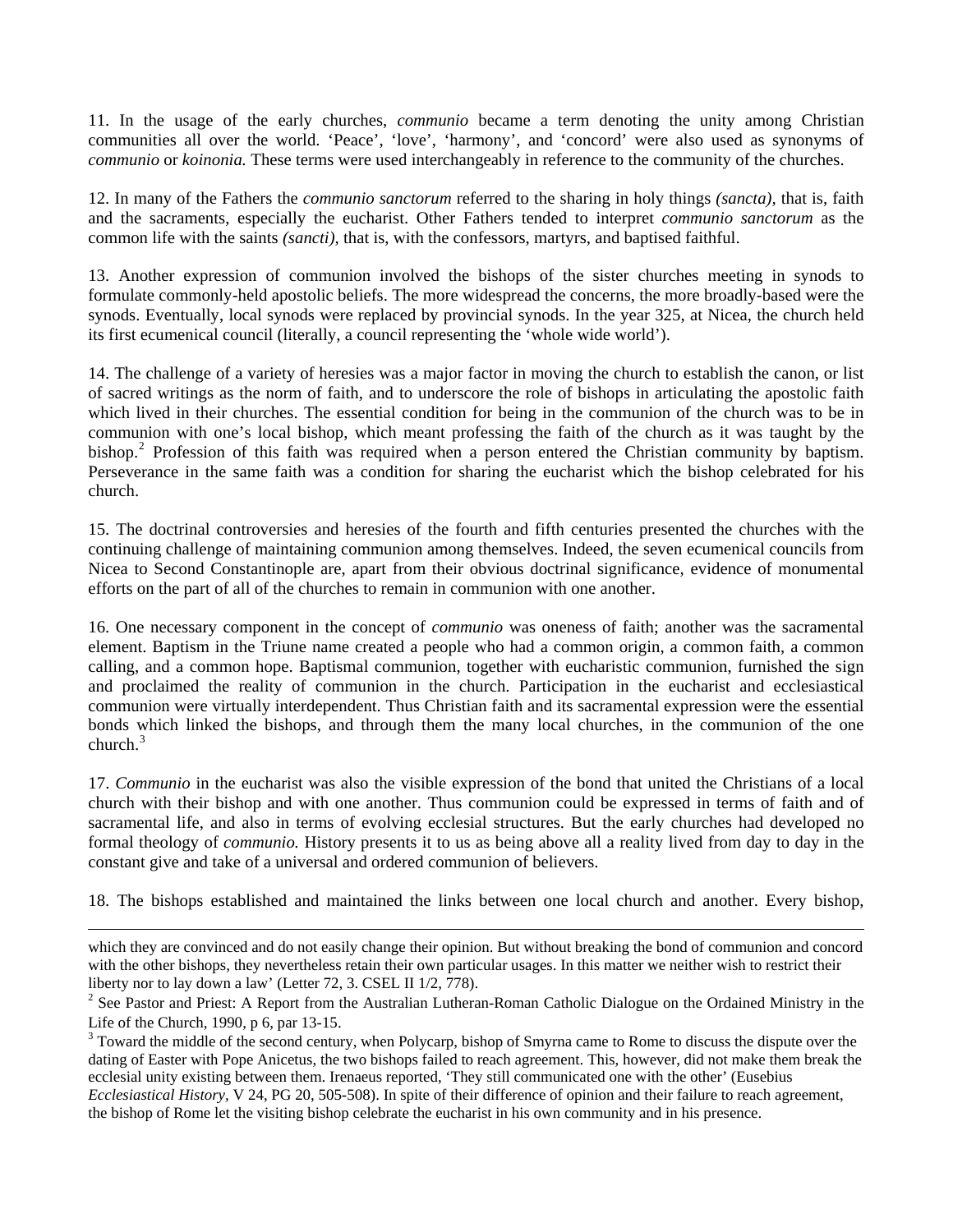11. In the usage of the early churches, *communio* became a term denoting the unity among Christian communities all over the world. 'Peace', 'love', 'harmony', and 'concord' were also used as synonyms of *communio* or *koinonia.* These terms were used interchangeably in reference to the community of the churches.

12. In many of the Fathers the *communio sanctorum* referred to the sharing in holy things *(sancta),* that is, faith and the sacraments, especially the eucharist. Other Fathers tended to interpret *communio sanctorum* as the common life with the saints *(sancti),* that is, with the confessors, martyrs, and baptised faithful.

13. Another expression of communion involved the bishops of the sister churches meeting in synods to formulate commonly-held apostolic beliefs. The more widespread the concerns, the more broadly-based were the synods. Eventually, local synods were replaced by provincial synods. In the year 325, at Nicea, the church held its first ecumenical council (literally, a council representing the 'whole wide world').

14. The challenge of a variety of heresies was a major factor in moving the church to establish the canon, or list of sacred writings as the norm of faith, and to underscore the role of bishops in articulating the apostolic faith which lived in their churches. The essential condition for being in the communion of the church was to be in communion with one's local bishop, which meant professing the faith of the church as it was taught by the bishop.[2] Profession of this faith was required when a person entered the Christian community by baptism. Perseverance in the same faith was a condition for sharing the eucharist which the bishop celebrated for his church.

15. The doctrinal controversies and heresies of the fourth and fifth centuries presented the churches with the continuing challenge of maintaining communion among themselves. Indeed, the seven ecumenical councils from Nicea to Second Constantinople are, apart from their obvious doctrinal significance, evidence of monumental efforts on the part of all of the churches to remain in communion with one another.

16. One necessary component in the concept of *communio* was oneness of faith; another was the sacramental element. Baptism in the Triune name created a people who had a common origin, a common faith, a common calling, and a common hope. Baptismal communion, together with eucharistic communion, furnished the sign and proclaimed the reality of communion in the church. Participation in the eucharist and ecclesiastical communion were virtually interdependent. Thus Christian faith and its sacramental expression were the essential bonds which linked the bishops, and through them the many local churches, in the communion of the one church.[3]

17. *Communio* in the eucharist was also the visible expression of the bond that united the Christians of a local church with their bishop and with one another. Thus communion could be expressed in terms of faith and of sacramental life, and also in terms of evolving ecclesial structures. But the early churches had developed no formal theology of *communio.* History presents it to us as being above all a reality lived from day to day in the constant give and take of a universal and ordered communion of believers.

18. The bishops established and maintained the links between one local church and another. Every bishop,

---

which they are convinced and do not easily change their opinion. But without breaking the bond of communion and concord with the other bishops, they nevertheless retain their own particular usages. In this matter we neither wish to restrict their liberty nor to lay down a law' (Letter 72, 3. CSEL II 1/2, 778).

[2] See Pastor and Priest: A Report from the Australian Lutheran-Roman Catholic Dialogue on the Ordained Ministry in the Life of the Church, 1990, p 6, par 13-15.

[3] Toward the middle of the second century, when Polycarp, bishop of Smyrna came to Rome to discuss the dispute over the dating of Easter with Pope Anicetus, the two bishops failed to reach agreement. This, however, did not make them break the ecclesial unity existing between them. Irenaeus reported, 'They still communicated one with the other' (Eusebius *Ecclesiastical History,* V 24, PG 20, 505-508). In spite of their difference of opinion and their failure to reach agreement, the bishop of Rome let the visiting bishop celebrate the eucharist in his own community and in his presence.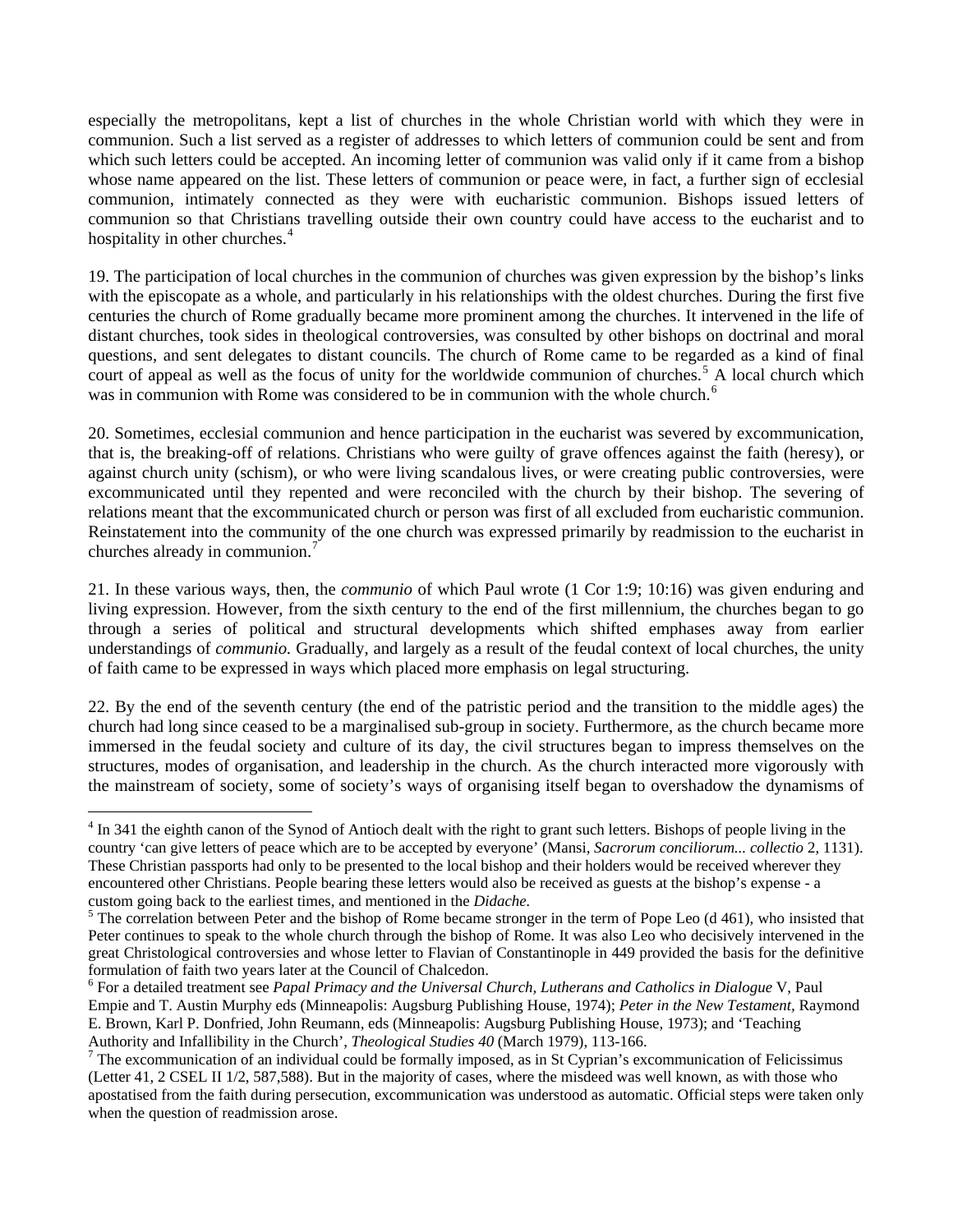especially the metropolitans, kept a list of churches in the whole Christian world with which they were in communion. Such a list served as a register of addresses to which letters of communion could be sent and from which such letters could be accepted. An incoming letter of communion was valid only if it came from a bishop whose name appeared on the list. These letters of communion or peace were, in fact, a further sign of ecclesial communion, intimately connected as they were with eucharistic communion. Bishops issued letters of communion so that Christians travelling outside their own country could have access to the eucharist and to hospitality in other churches.[4]

19. The participation of local churches in the communion of churches was given expression by the bishop's links with the episcopate as a whole, and particularly in his relationships with the oldest churches. During the first five centuries the church of Rome gradually became more prominent among the churches. It intervened in the life of distant churches, took sides in theological controversies, was consulted by other bishops on doctrinal and moral questions, and sent delegates to distant councils. The church of Rome came to be regarded as a kind of final court of appeal as well as the focus of unity for the worldwide communion of churches.[5] A local church which was in communion with Rome was considered to be in communion with the whole church.[6]

20. Sometimes, ecclesial communion and hence participation in the eucharist was severed by excommunication, that is, the breaking-off of relations. Christians who were guilty of grave offences against the faith (heresy), or against church unity (schism), or who were living scandalous lives, or were creating public controversies, were excommunicated until they repented and were reconciled with the church by their bishop. The severing of relations meant that the excommunicated church or person was first of all excluded from eucharistic communion. Reinstatement into the community of the one church was expressed primarily by readmission to the eucharist in churches already in communion.[7]

21. In these various ways, then, the *communio* of which Paul wrote (1 Cor 1:9; 10:16) was given enduring and living expression. However, from the sixth century to the end of the first millennium, the churches began to go through a series of political and structural developments which shifted emphases away from earlier understandings of *communio.* Gradually, and largely as a result of the feudal context of local churches, the unity of faith came to be expressed in ways which placed more emphasis on legal structuring.

22. By the end of the seventh century (the end of the patristic period and the transition to the middle ages) the church had long since ceased to be a marginalised sub-group in society. Furthermore, as the church became more immersed in the feudal society and culture of its day, the civil structures began to impress themselves on the structures, modes of organisation, and leadership in the church. As the church interacted more vigorously with the mainstream of society, some of society's ways of organising itself began to overshadow the dynamisms of

---

[4] In 341 the eighth canon of the Synod of Antioch dealt with the right to grant such letters. Bishops of people living in the country 'can give letters of peace which are to be accepted by everyone' (Mansi, *Sacrorum conciliorum... collectio* 2, 1131). These Christian passports had only to be presented to the local bishop and their holders would be received wherever they encountered other Christians. People bearing these letters would also be received as guests at the bishop's expense - a custom going back to the earliest times, and mentioned in the *Didache.*

[5] The correlation between Peter and the bishop of Rome became stronger in the term of Pope Leo (d 461), who insisted that Peter continues to speak to the whole church through the bishop of Rome. It was also Leo who decisively intervened in the great Christological controversies and whose letter to Flavian of Constantinople in 449 provided the basis for the definitive formulation of faith two years later at the Council of Chalcedon.

[6] For a detailed treatment see *Papal Primacy and the Universal Church, Lutherans and Catholics in Dialogue* V, Paul Empie and T. Austin Murphy eds (Minneapolis: Augsburg Publishing House, 1974); *Peter in the New Testament,* Raymond E. Brown, Karl P. Donfried, John Reumann, eds (Minneapolis: Augsburg Publishing House, 1973); and 'Teaching Authority and Infallibility in the Church', *Theological Studies 40* (March 1979), 113-166.

[7] The excommunication of an individual could be formally imposed, as in St Cyprian's excommunication of Felicissimus (Letter 41, 2 CSEL II 1/2, 587,588). But in the majority of cases, where the misdeed was well known, as with those who apostatised from the faith during persecution, excommunication was understood as automatic. Official steps were taken only when the question of readmission arose.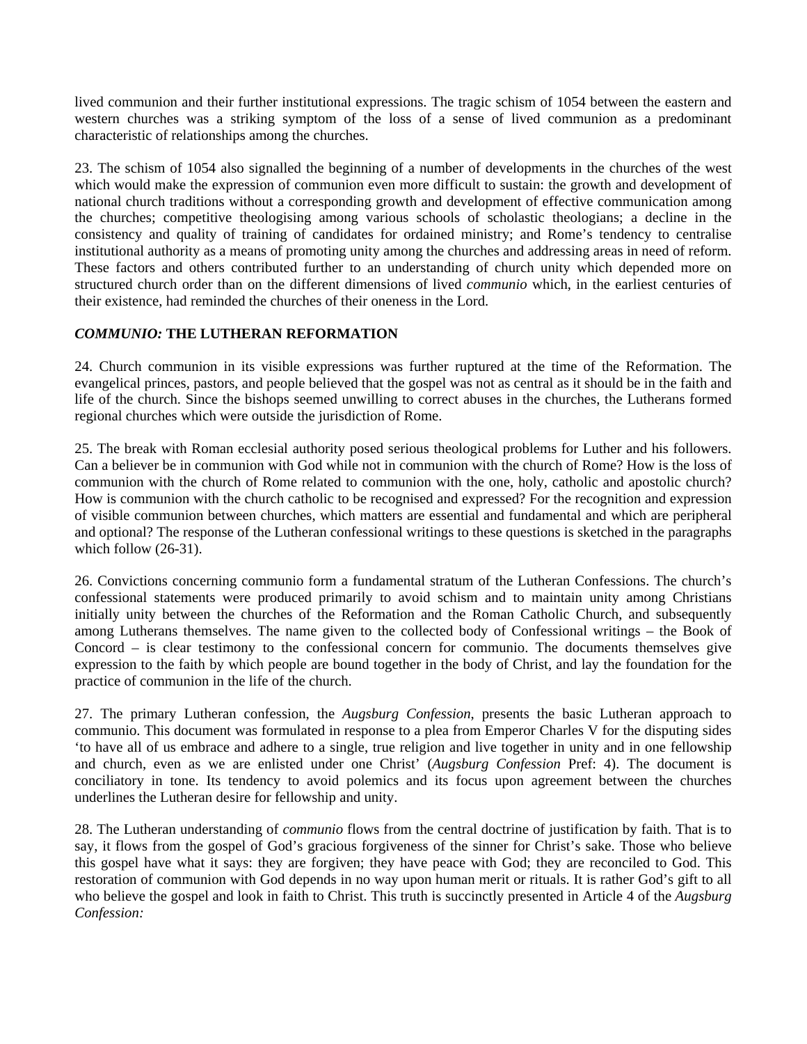lived communion and their further institutional expressions. The tragic schism of 1054 between the eastern and western churches was a striking symptom of the loss of a sense of lived communion as a predominant characteristic of relationships among the churches.

23. The schism of 1054 also signalled the beginning of a number of developments in the churches of the west which would make the expression of communion even more difficult to sustain: the growth and development of national church traditions without a corresponding growth and development of effective communication among the churches; competitive theologising among various schools of scholastic theologians; a decline in the consistency and quality of training of candidates for ordained ministry; and Rome's tendency to centralise institutional authority as a means of promoting unity among the churches and addressing areas in need of reform. These factors and others contributed further to an understanding of church unity which depended more on structured church order than on the different dimensions of lived *communio* which, in the earliest centuries of their existence, had reminded the churches of their oneness in the Lord.

### *COMMUNIO:* THE LUTHERAN REFORMATION

24. Church communion in its visible expressions was further ruptured at the time of the Reformation. The evangelical princes, pastors, and people believed that the gospel was not as central as it should be in the faith and life of the church. Since the bishops seemed unwilling to correct abuses in the churches, the Lutherans formed regional churches which were outside the jurisdiction of Rome.

25. The break with Roman ecclesial authority posed serious theological problems for Luther and his followers. Can a believer be in communion with God while not in communion with the church of Rome? How is the loss of communion with the church of Rome related to communion with the one, holy, catholic and apostolic church? How is communion with the church catholic to be recognised and expressed? For the recognition and expression of visible communion between churches, which matters are essential and fundamental and which are peripheral and optional? The response of the Lutheran confessional writings to these questions is sketched in the paragraphs which follow (26-31).

26. Convictions concerning communio form a fundamental stratum of the Lutheran Confessions. The church's confessional statements were produced primarily to avoid schism and to maintain unity among Christians initially unity between the churches of the Reformation and the Roman Catholic Church, and subsequently among Lutherans themselves. The name given to the collected body of Confessional writings – the Book of Concord – is clear testimony to the confessional concern for communio. The documents themselves give expression to the faith by which people are bound together in the body of Christ, and lay the foundation for the practice of communion in the life of the church.

27. The primary Lutheran confession, the *Augsburg Confession*, presents the basic Lutheran approach to communio. This document was formulated in response to a plea from Emperor Charles V for the disputing sides 'to have all of us embrace and adhere to a single, true religion and live together in unity and in one fellowship and church, even as we are enlisted under one Christ' (*Augsburg Confession* Pref: 4). The document is conciliatory in tone. Its tendency to avoid polemics and its focus upon agreement between the churches underlines the Lutheran desire for fellowship and unity.

28. The Lutheran understanding of *communio* flows from the central doctrine of justification by faith. That is to say, it flows from the gospel of God's gracious forgiveness of the sinner for Christ's sake. Those who believe this gospel have what it says: they are forgiven; they have peace with God; they are reconciled to God. This restoration of communion with God depends in no way upon human merit or rituals. It is rather God's gift to all who believe the gospel and look in faith to Christ. This truth is succinctly presented in Article 4 of the *Augsburg Confession:*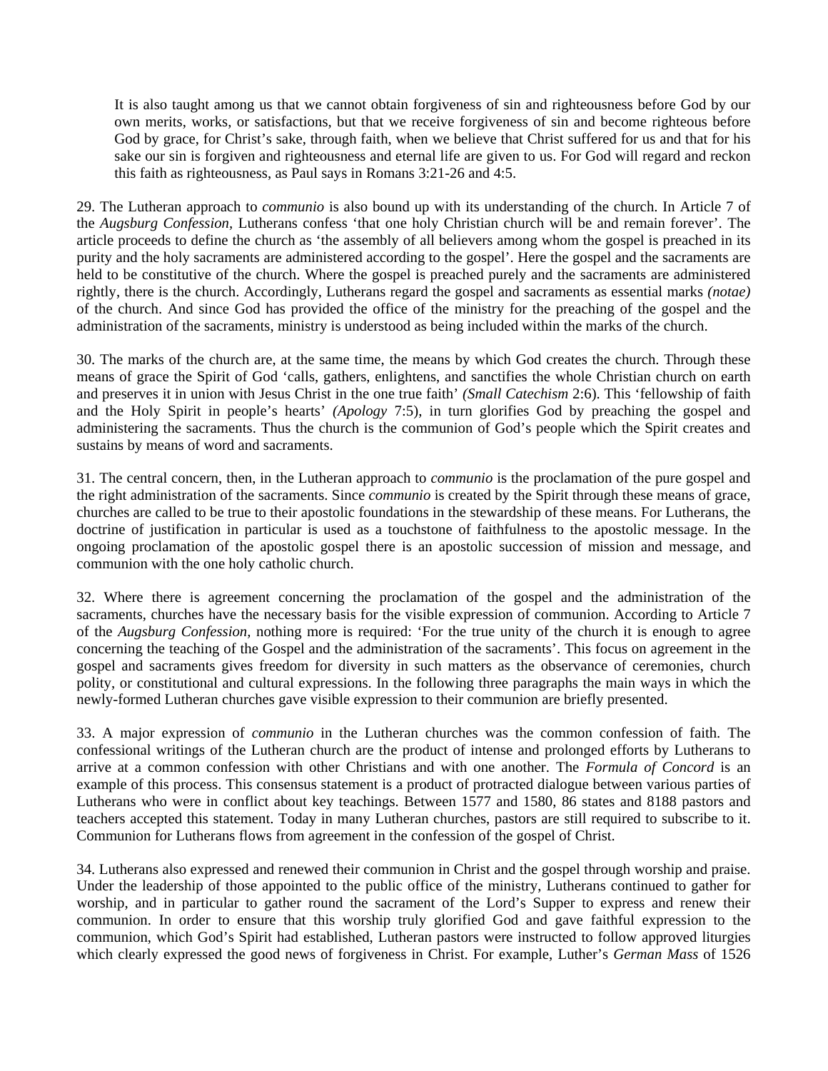> It is also taught among us that we cannot obtain forgiveness of sin and righteousness before God by our own merits, works, or satisfactions, but that we receive forgiveness of sin and become righteous before God by grace, for Christ's sake, through faith, when we believe that Christ suffered for us and that for his sake our sin is forgiven and righteousness and eternal life are given to us. For God will regard and reckon this faith as righteousness, as Paul says in Romans 3:21-26 and 4:5.

29. The Lutheran approach to *communio* is also bound up with its understanding of the church. In Article 7 of the *Augsburg Confession,* Lutherans confess 'that one holy Christian church will be and remain forever'. The article proceeds to define the church as 'the assembly of all believers among whom the gospel is preached in its purity and the holy sacraments are administered according to the gospel'. Here the gospel and the sacraments are held to be constitutive of the church. Where the gospel is preached purely and the sacraments are administered rightly, there is the church. Accordingly, Lutherans regard the gospel and sacraments as essential marks *(notae)* of the church. And since God has provided the office of the ministry for the preaching of the gospel and the administration of the sacraments, ministry is understood as being included within the marks of the church.

30. The marks of the church are, at the same time, the means by which God creates the church. Through these means of grace the Spirit of God 'calls, gathers, enlightens, and sanctifies the whole Christian church on earth and preserves it in union with Jesus Christ in the one true faith' *(Small Catechism* 2:6). This 'fellowship of faith and the Holy Spirit in people's hearts' *(Apology* 7:5), in turn glorifies God by preaching the gospel and administering the sacraments. Thus the church is the communion of God's people which the Spirit creates and sustains by means of word and sacraments.

31. The central concern, then, in the Lutheran approach to *communio* is the proclamation of the pure gospel and the right administration of the sacraments. Since *communio* is created by the Spirit through these means of grace, churches are called to be true to their apostolic foundations in the stewardship of these means. For Lutherans, the doctrine of justification in particular is used as a touchstone of faithfulness to the apostolic message. In the ongoing proclamation of the apostolic gospel there is an apostolic succession of mission and message, and communion with the one holy catholic church.

32. Where there is agreement concerning the proclamation of the gospel and the administration of the sacraments, churches have the necessary basis for the visible expression of communion. According to Article 7 of the *Augsburg Confession,* nothing more is required: 'For the true unity of the church it is enough to agree concerning the teaching of the Gospel and the administration of the sacraments'. This focus on agreement in the gospel and sacraments gives freedom for diversity in such matters as the observance of ceremonies, church polity, or constitutional and cultural expressions. In the following three paragraphs the main ways in which the newly-formed Lutheran churches gave visible expression to their communion are briefly presented.

33. A major expression of *communio* in the Lutheran churches was the common confession of faith. The confessional writings of the Lutheran church are the product of intense and prolonged efforts by Lutherans to arrive at a common confession with other Christians and with one another. The *Formula of Concord* is an example of this process. This consensus statement is a product of protracted dialogue between various parties of Lutherans who were in conflict about key teachings. Between 1577 and 1580, 86 states and 8188 pastors and teachers accepted this statement. Today in many Lutheran churches, pastors are still required to subscribe to it. Communion for Lutherans flows from agreement in the confession of the gospel of Christ.

34. Lutherans also expressed and renewed their communion in Christ and the gospel through worship and praise. Under the leadership of those appointed to the public office of the ministry, Lutherans continued to gather for worship, and in particular to gather round the sacrament of the Lord's Supper to express and renew their communion. In order to ensure that this worship truly glorified God and gave faithful expression to the communion, which God's Spirit had established, Lutheran pastors were instructed to follow approved liturgies which clearly expressed the good news of forgiveness in Christ. For example, Luther's *German Mass* of 1526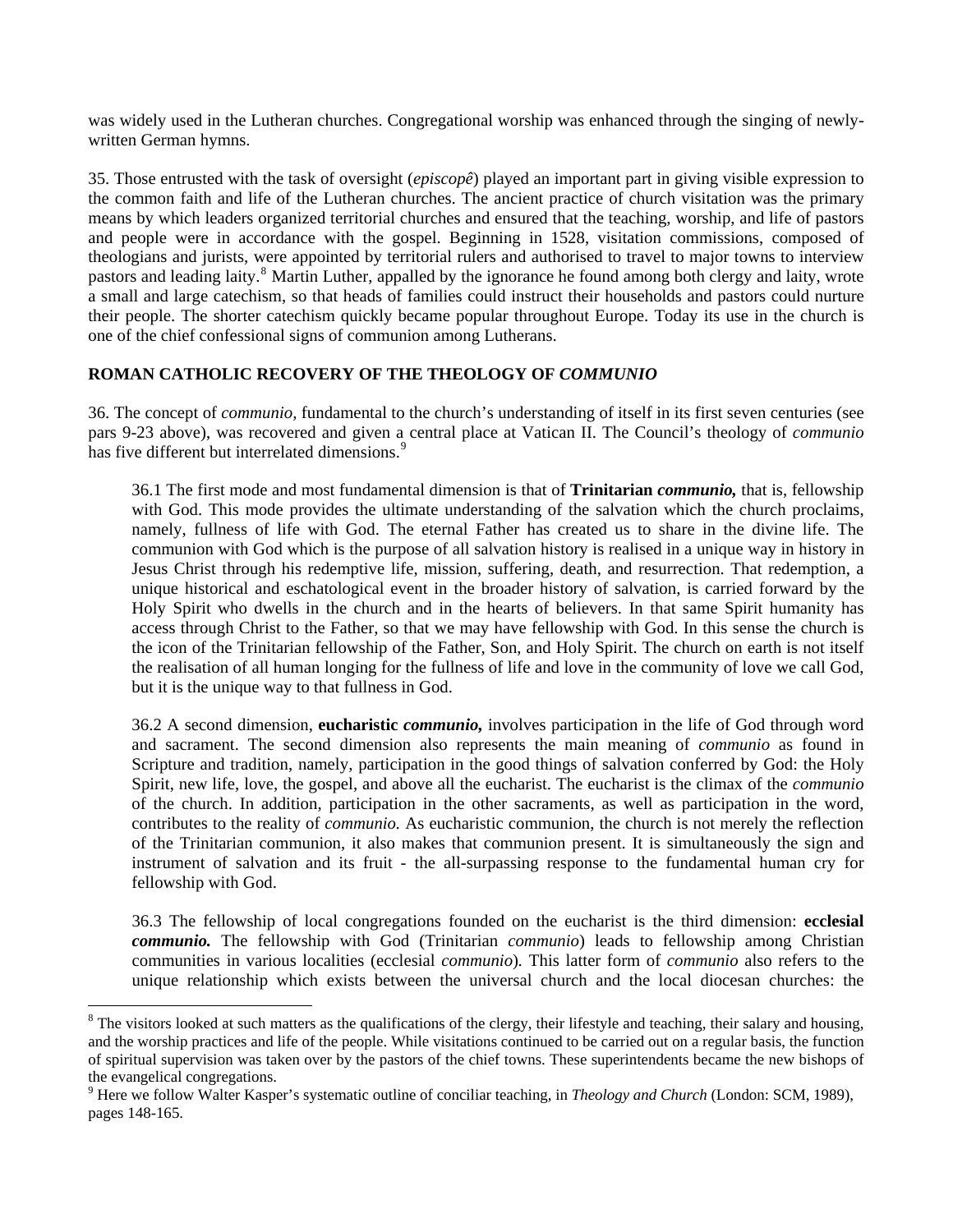was widely used in the Lutheran churches. Congregational worship was enhanced through the singing of newly-written German hymns.

35. Those entrusted with the task of oversight (*episcopê*) played an important part in giving visible expression to the common faith and life of the Lutheran churches. The ancient practice of church visitation was the primary means by which leaders organized territorial churches and ensured that the teaching, worship, and life of pastors and people were in accordance with the gospel. Beginning in 1528, visitation commissions, composed of theologians and jurists, were appointed by territorial rulers and authorised to travel to major towns to interview pastors and leading laity.[8] Martin Luther, appalled by the ignorance he found among both clergy and laity, wrote a small and large catechism, so that heads of families could instruct their households and pastors could nurture their people. The shorter catechism quickly became popular throughout Europe. Today its use in the church is one of the chief confessional signs of communion among Lutherans.

## ROMAN CATHOLIC RECOVERY OF THE THEOLOGY OF *COMMUNIO*

36. The concept of *communio,* fundamental to the church's understanding of itself in its first seven centuries (see pars 9-23 above), was recovered and given a central place at Vatican II. The Council's theology of *communio* has five different but interrelated dimensions.[9]

> 36.1 The first mode and most fundamental dimension is that of **Trinitarian *communio*,** that is, fellowship with God. This mode provides the ultimate understanding of the salvation which the church proclaims, namely, fullness of life with God. The eternal Father has created us to share in the divine life. The communion with God which is the purpose of all salvation history is realised in a unique way in history in Jesus Christ through his redemptive life, mission, suffering, death, and resurrection. That redemption, a unique historical and eschatological event in the broader history of salvation, is carried forward by the Holy Spirit who dwells in the church and in the hearts of believers. In that same Spirit humanity has access through Christ to the Father, so that we may have fellowship with God. In this sense the church is the icon of the Trinitarian fellowship of the Father, Son, and Holy Spirit. The church on earth is not itself the realisation of all human longing for the fullness of life and love in the community of love we call God, but it is the unique way to that fullness in God.
>
> 36.2 A second dimension, **eucharistic *communio*,** involves participation in the life of God through word and sacrament. The second dimension also represents the main meaning of *communio* as found in Scripture and tradition, namely, participation in the good things of salvation conferred by God: the Holy Spirit, new life, love, the gospel, and above all the eucharist. The eucharist is the climax of the *communio* of the church. In addition, participation in the other sacraments, as well as participation in the word, contributes to the reality of *communio.* As eucharistic communion, the church is not merely the reflection of the Trinitarian communion, it also makes that communion present. It is simultaneously the sign and instrument of salvation and its fruit - the all-surpassing response to the fundamental human cry for fellowship with God.
>
> 36.3 The fellowship of local congregations founded on the eucharist is the third dimension: **ecclesial *communio*.** The fellowship with God (Trinitarian *communio*) leads to fellowship among Christian communities in various localities (ecclesial *communio*). This latter form of *communio* also refers to the unique relationship which exists between the universal church and the local diocesan churches: the

---

[8] The visitors looked at such matters as the qualifications of the clergy, their lifestyle and teaching, their salary and housing, and the worship practices and life of the people. While visitations continued to be carried out on a regular basis, the function of spiritual supervision was taken over by the pastors of the chief towns. These superintendents became the new bishops of the evangelical congregations.

[9] Here we follow Walter Kasper's systematic outline of conciliar teaching, in *Theology and Church* (London: SCM, 1989), pages 148-165.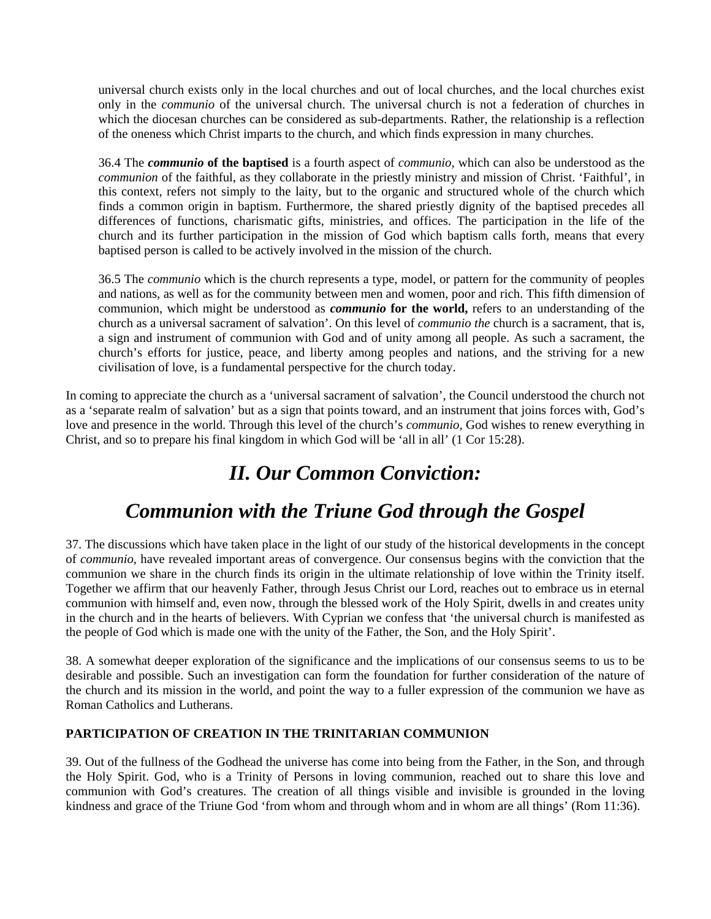universal church exists only in the local churches and out of local churches, and the local churches exist only in the *communio* of the universal church. The universal church is not a federation of churches in which the diocesan churches can be considered as sub-departments. Rather, the relationship is a reflection of the oneness which Christ imparts to the church, and which finds expression in many churches.

36.4 The ***communio* of the baptised** is a fourth aspect of *communio,* which can also be understood as the *communion* of the faithful, as they collaborate in the priestly ministry and mission of Christ. 'Faithful', in this context, refers not simply to the laity, but to the organic and structured whole of the church which finds a common origin in baptism. Furthermore, the shared priestly dignity of the baptised precedes all differences of functions, charismatic gifts, ministries, and offices. The participation in the life of the church and its further participation in the mission of God which baptism calls forth, means that every baptised person is called to be actively involved in the mission of the church.

36.5 The *communio* which is the church represents a type, model, or pattern for the community of peoples and nations, as well as for the community between men and women, poor and rich. This fifth dimension of communion, which might be understood as ***communio* for the world,** refers to an understanding of the church as a universal sacrament of salvation'. On this level of *communio the* church is a sacrament, that is, a sign and instrument of communion with God and of unity among all people. As such a sacrament, the church's efforts for justice, peace, and liberty among peoples and nations, and the striving for a new civilisation of love, is a fundamental perspective for the church today.

In coming to appreciate the church as a 'universal sacrament of salvation', the Council understood the church not as a 'separate realm of salvation' but as a sign that points toward, and an instrument that joins forces with, God's love and presence in the world. Through this level of the church's *communio,* God wishes to renew everything in Christ, and so to prepare his final kingdom in which God will be 'all in all' (1 Cor 15:28).

# *II. Our Common Conviction:*

# *Communion with the Triune God through the Gospel*

37. The discussions which have taken place in the light of our study of the historical developments in the concept of *communio*, have revealed important areas of convergence. Our consensus begins with the conviction that the communion we share in the church finds its origin in the ultimate relationship of love within the Trinity itself. Together we affirm that our heavenly Father, through Jesus Christ our Lord, reaches out to embrace us in eternal communion with himself and, even now, through the blessed work of the Holy Spirit, dwells in and creates unity in the church and in the hearts of believers. With Cyprian we confess that 'the universal church is manifested as the people of God which is made one with the unity of the Father, the Son, and the Holy Spirit'.

38. A somewhat deeper exploration of the significance and the implications of our consensus seems to us to be desirable and possible. Such an investigation can form the foundation for further consideration of the nature of the church and its mission in the world, and point the way to a fuller expression of the communion we have as Roman Catholics and Lutherans.

### PARTICIPATION OF CREATION IN THE TRINITARIAN COMMUNION

39. Out of the fullness of the Godhead the universe has come into being from the Father, in the Son, and through the Holy Spirit. God, who is a Trinity of Persons in loving communion, reached out to share this love and communion with God's creatures. The creation of all things visible and invisible is grounded in the loving kindness and grace of the Triune God 'from whom and through whom and in whom are all things' (Rom 11:36).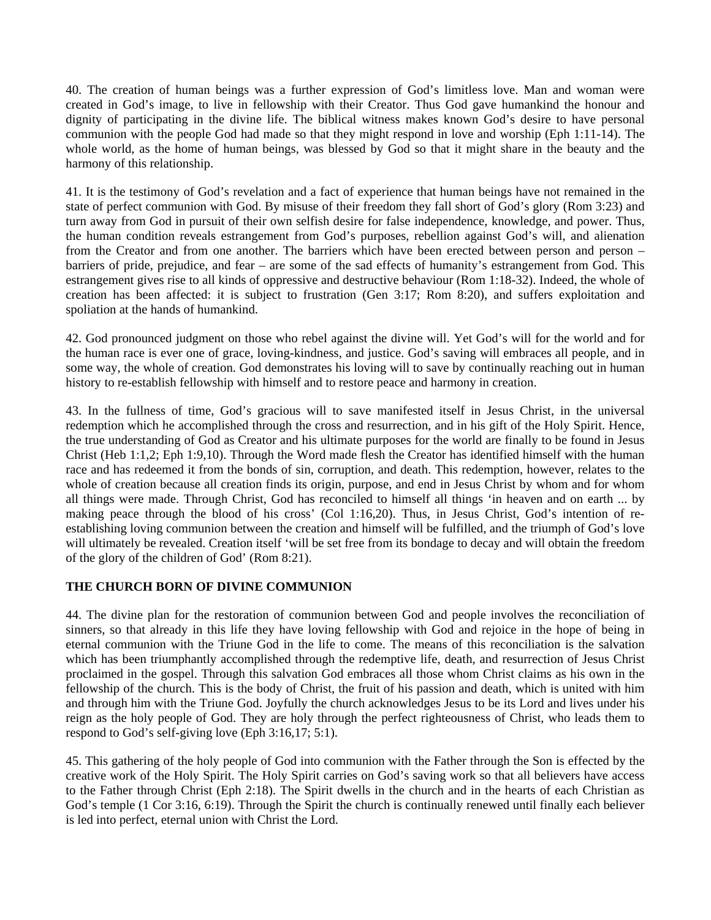40. The creation of human beings was a further expression of God's limitless love. Man and woman were created in God's image, to live in fellowship with their Creator. Thus God gave humankind the honour and dignity of participating in the divine life. The biblical witness makes known God's desire to have personal communion with the people God had made so that they might respond in love and worship (Eph 1:11-14). The whole world, as the home of human beings, was blessed by God so that it might share in the beauty and the harmony of this relationship.

41. It is the testimony of God's revelation and a fact of experience that human beings have not remained in the state of perfect communion with God. By misuse of their freedom they fall short of God's glory (Rom 3:23) and turn away from God in pursuit of their own selfish desire for false independence, knowledge, and power. Thus, the human condition reveals estrangement from God's purposes, rebellion against God's will, and alienation from the Creator and from one another. The barriers which have been erected between person and person – barriers of pride, prejudice, and fear – are some of the sad effects of humanity's estrangement from God. This estrangement gives rise to all kinds of oppressive and destructive behaviour (Rom 1:18-32). Indeed, the whole of creation has been affected: it is subject to frustration (Gen 3:17; Rom 8:20), and suffers exploitation and spoliation at the hands of humankind.

42. God pronounced judgment on those who rebel against the divine will. Yet God's will for the world and for the human race is ever one of grace, loving-kindness, and justice. God's saving will embraces all people, and in some way, the whole of creation. God demonstrates his loving will to save by continually reaching out in human history to re-establish fellowship with himself and to restore peace and harmony in creation.

43. In the fullness of time, God's gracious will to save manifested itself in Jesus Christ, in the universal redemption which he accomplished through the cross and resurrection, and in his gift of the Holy Spirit. Hence, the true understanding of God as Creator and his ultimate purposes for the world are finally to be found in Jesus Christ (Heb 1:1,2; Eph 1:9,10). Through the Word made flesh the Creator has identified himself with the human race and has redeemed it from the bonds of sin, corruption, and death. This redemption, however, relates to the whole of creation because all creation finds its origin, purpose, and end in Jesus Christ by whom and for whom all things were made. Through Christ, God has reconciled to himself all things 'in heaven and on earth ... by making peace through the blood of his cross' (Col 1:16,20). Thus, in Jesus Christ, God's intention of re-establishing loving communion between the creation and himself will be fulfilled, and the triumph of God's love will ultimately be revealed. Creation itself 'will be set free from its bondage to decay and will obtain the freedom of the glory of the children of God' (Rom 8:21).

**THE CHURCH BORN OF DIVINE COMMUNION**

44. The divine plan for the restoration of communion between God and people involves the reconciliation of sinners, so that already in this life they have loving fellowship with God and rejoice in the hope of being in eternal communion with the Triune God in the life to come. The means of this reconciliation is the salvation which has been triumphantly accomplished through the redemptive life, death, and resurrection of Jesus Christ proclaimed in the gospel. Through this salvation God embraces all those whom Christ claims as his own in the fellowship of the church. This is the body of Christ, the fruit of his passion and death, which is united with him and through him with the Triune God. Joyfully the church acknowledges Jesus to be its Lord and lives under his reign as the holy people of God. They are holy through the perfect righteousness of Christ, who leads them to respond to God's self-giving love (Eph 3:16,17; 5:1).

45. This gathering of the holy people of God into communion with the Father through the Son is effected by the creative work of the Holy Spirit. The Holy Spirit carries on God's saving work so that all believers have access to the Father through Christ (Eph 2:18). The Spirit dwells in the church and in the hearts of each Christian as God's temple (1 Cor 3:16, 6:19). Through the Spirit the church is continually renewed until finally each believer is led into perfect, eternal union with Christ the Lord.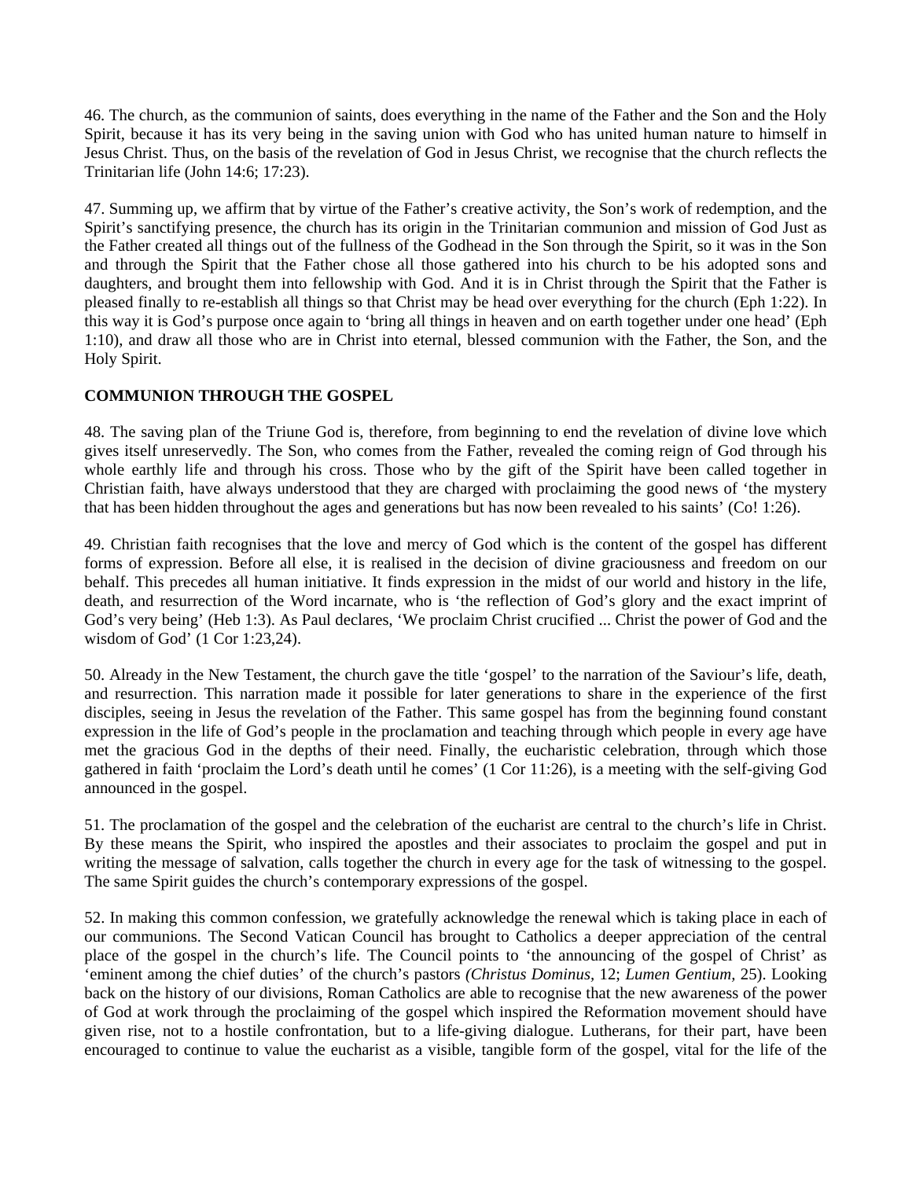46. The church, as the communion of saints, does everything in the name of the Father and the Son and the Holy Spirit, because it has its very being in the saving union with God who has united human nature to himself in Jesus Christ. Thus, on the basis of the revelation of God in Jesus Christ, we recognise that the church reflects the Trinitarian life (John 14:6; 17:23).

47. Summing up, we affirm that by virtue of the Father's creative activity, the Son's work of redemption, and the Spirit's sanctifying presence, the church has its origin in the Trinitarian communion and mission of God Just as the Father created all things out of the fullness of the Godhead in the Son through the Spirit, so it was in the Son and through the Spirit that the Father chose all those gathered into his church to be his adopted sons and daughters, and brought them into fellowship with God. And it is in Christ through the Spirit that the Father is pleased finally to re-establish all things so that Christ may be head over everything for the church (Eph 1:22). In this way it is God's purpose once again to 'bring all things in heaven and on earth together under one head' (Eph 1:10), and draw all those who are in Christ into eternal, blessed communion with the Father, the Son, and the Holy Spirit.

**COMMUNION THROUGH THE GOSPEL**

48. The saving plan of the Triune God is, therefore, from beginning to end the revelation of divine love which gives itself unreservedly. The Son, who comes from the Father, revealed the coming reign of God through his whole earthly life and through his cross. Those who by the gift of the Spirit have been called together in Christian faith, have always understood that they are charged with proclaiming the good news of 'the mystery that has been hidden throughout the ages and generations but has now been revealed to his saints' (Co! 1:26).

49. Christian faith recognises that the love and mercy of God which is the content of the gospel has different forms of expression. Before all else, it is realised in the decision of divine graciousness and freedom on our behalf. This precedes all human initiative. It finds expression in the midst of our world and history in the life, death, and resurrection of the Word incarnate, who is 'the reflection of God's glory and the exact imprint of God's very being' (Heb 1:3). As Paul declares, 'We proclaim Christ crucified ... Christ the power of God and the wisdom of God' (1 Cor 1:23,24).

50. Already in the New Testament, the church gave the title 'gospel' to the narration of the Saviour's life, death, and resurrection. This narration made it possible for later generations to share in the experience of the first disciples, seeing in Jesus the revelation of the Father. This same gospel has from the beginning found constant expression in the life of God's people in the proclamation and teaching through which people in every age have met the gracious God in the depths of their need. Finally, the eucharistic celebration, through which those gathered in faith 'proclaim the Lord's death until he comes' (1 Cor 11:26), is a meeting with the self-giving God announced in the gospel.

51. The proclamation of the gospel and the celebration of the eucharist are central to the church's life in Christ. By these means the Spirit, who inspired the apostles and their associates to proclaim the gospel and put in writing the message of salvation, calls together the church in every age for the task of witnessing to the gospel. The same Spirit guides the church's contemporary expressions of the gospel.

52. In making this common confession, we gratefully acknowledge the renewal which is taking place in each of our communions. The Second Vatican Council has brought to Catholics a deeper appreciation of the central place of the gospel in the church's life. The Council points to 'the announcing of the gospel of Christ' as 'eminent among the chief duties' of the church's pastors *(Christus Dominus*, 12; *Lumen Gentium,* 25). Looking back on the history of our divisions, Roman Catholics are able to recognise that the new awareness of the power of God at work through the proclaiming of the gospel which inspired the Reformation movement should have given rise, not to a hostile confrontation, but to a life-giving dialogue. Lutherans, for their part, have been encouraged to continue to value the eucharist as a visible, tangible form of the gospel, vital for the life of the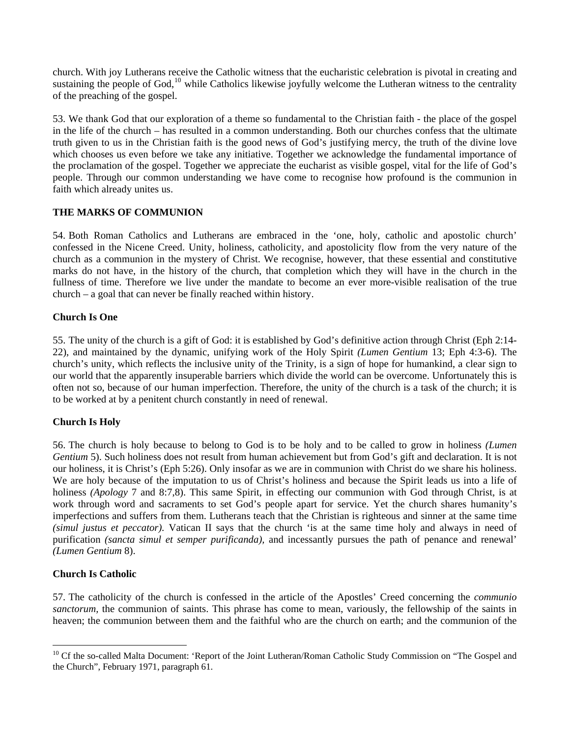church. With joy Lutherans receive the Catholic witness that the eucharistic celebration is pivotal in creating and sustaining the people of God,[10] while Catholics likewise joyfully welcome the Lutheran witness to the centrality of the preaching of the gospel.

53. We thank God that our exploration of a theme so fundamental to the Christian faith - the place of the gospel in the life of the church – has resulted in a common understanding. Both our churches confess that the ultimate truth given to us in the Christian faith is the good news of God's justifying mercy, the truth of the divine love which chooses us even before we take any initiative. Together we acknowledge the fundamental importance of the proclamation of the gospel. Together we appreciate the eucharist as visible gospel, vital for the life of God's people. Through our common understanding we have come to recognise how profound is the communion in faith which already unites us.

**THE MARKS OF COMMUNION**

54. Both Roman Catholics and Lutherans are embraced in the 'one, holy, catholic and apostolic church' confessed in the Nicene Creed. Unity, holiness, catholicity, and apostolicity flow from the very nature of the church as a communion in the mystery of Christ. We recognise, however, that these essential and constitutive marks do not have, in the history of the church, that completion which they will have in the church in the fullness of time. Therefore we live under the mandate to become an ever more-visible realisation of the true church – a goal that can never be finally reached within history.

**Church Is One**

55. The unity of the church is a gift of God: it is established by God's definitive action through Christ (Eph 2:14-22), and maintained by the dynamic, unifying work of the Holy Spirit *(Lumen Gentium* 13; Eph 4:3-6). The church's unity, which reflects the inclusive unity of the Trinity, is a sign of hope for humankind, a clear sign to our world that the apparently insuperable barriers which divide the world can be overcome. Unfortunately this is often not so, because of our human imperfection. Therefore, the unity of the church is a task of the church; it is to be worked at by a penitent church constantly in need of renewal.

**Church Is Holy**

56. The church is holy because to belong to God is to be holy and to be called to grow in holiness *(Lumen Gentium* 5). Such holiness does not result from human achievement but from God's gift and declaration. It is not our holiness, it is Christ's (Eph 5:26). Only insofar as we are in communion with Christ do we share his holiness. We are holy because of the imputation to us of Christ's holiness and because the Spirit leads us into a life of holiness *(Apology* 7 and 8:7,8). This same Spirit, in effecting our communion with God through Christ, is at work through word and sacraments to set God's people apart for service. Yet the church shares humanity's imperfections and suffers from them. Lutherans teach that the Christian is righteous and sinner at the same time *(simul justus et peccator)*. Vatican II says that the church 'is at the same time holy and always in need of purification *(sancta simul et semper purificanda)*, and incessantly pursues the path of penance and renewal' *(Lumen Gentium* 8).

**Church Is Catholic**

57. The catholicity of the church is confessed in the article of the Apostles' Creed concerning the *communio sanctorum*, the communion of saints. This phrase has come to mean, variously, the fellowship of the saints in heaven; the communion between them and the faithful who are the church on earth; and the communion of the

[10] Cf the so-called Malta Document: 'Report of the Joint Lutheran/Roman Catholic Study Commission on "The Gospel and the Church", February 1971, paragraph 61.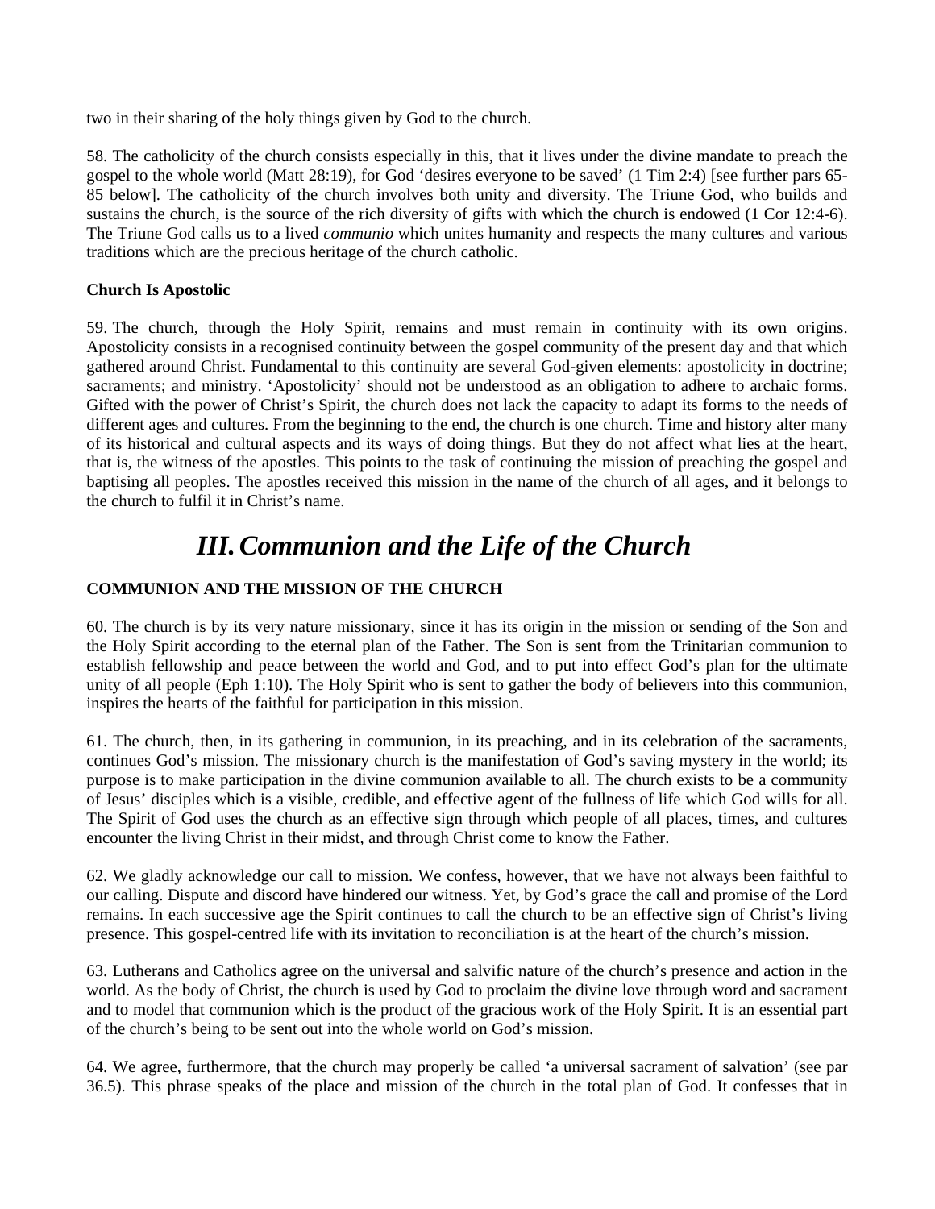two in their sharing of the holy things given by God to the church.

58. The catholicity of the church consists especially in this, that it lives under the divine mandate to preach the gospel to the whole world (Matt 28:19), for God 'desires everyone to be saved' (1 Tim 2:4) [see further pars 65-85 below]. The catholicity of the church involves both unity and diversity. The Triune God, who builds and sustains the church, is the source of the rich diversity of gifts with which the church is endowed (1 Cor 12:4-6). The Triune God calls us to a lived *communio* which unites humanity and respects the many cultures and various traditions which are the precious heritage of the church catholic.

### Church Is Apostolic

59. The church, through the Holy Spirit, remains and must remain in continuity with its own origins. Apostolicity consists in a recognised continuity between the gospel community of the present day and that which gathered around Christ. Fundamental to this continuity are several God-given elements: apostolicity in doctrine; sacraments; and ministry. 'Apostolicity' should not be understood as an obligation to adhere to archaic forms. Gifted with the power of Christ's Spirit, the church does not lack the capacity to adapt its forms to the needs of different ages and cultures. From the beginning to the end, the church is one church. Time and history alter many of its historical and cultural aspects and its ways of doing things. But they do not affect what lies at the heart, that is, the witness of the apostles. This points to the task of continuing the mission of preaching the gospel and baptising all peoples. The apostles received this mission in the name of the church of all ages, and it belongs to the church to fulfil it in Christ's name.

# *III. Communion and the Life of the Church*

### COMMUNION AND THE MISSION OF THE CHURCH

60. The church is by its very nature missionary, since it has its origin in the mission or sending of the Son and the Holy Spirit according to the eternal plan of the Father. The Son is sent from the Trinitarian communion to establish fellowship and peace between the world and God, and to put into effect God's plan for the ultimate unity of all people (Eph 1:10). The Holy Spirit who is sent to gather the body of believers into this communion, inspires the hearts of the faithful for participation in this mission.

61. The church, then, in its gathering in communion, in its preaching, and in its celebration of the sacraments, continues God's mission. The missionary church is the manifestation of God's saving mystery in the world; its purpose is to make participation in the divine communion available to all. The church exists to be a community of Jesus' disciples which is a visible, credible, and effective agent of the fullness of life which God wills for all. The Spirit of God uses the church as an effective sign through which people of all places, times, and cultures encounter the living Christ in their midst, and through Christ come to know the Father.

62. We gladly acknowledge our call to mission. We confess, however, that we have not always been faithful to our calling. Dispute and discord have hindered our witness. Yet, by God's grace the call and promise of the Lord remains. In each successive age the Spirit continues to call the church to be an effective sign of Christ's living presence. This gospel-centred life with its invitation to reconciliation is at the heart of the church's mission.

63. Lutherans and Catholics agree on the universal and salvific nature of the church's presence and action in the world. As the body of Christ, the church is used by God to proclaim the divine love through word and sacrament and to model that communion which is the product of the gracious work of the Holy Spirit. It is an essential part of the church's being to be sent out into the whole world on God's mission.

64. We agree, furthermore, that the church may properly be called 'a universal sacrament of salvation' (see par 36.5). This phrase speaks of the place and mission of the church in the total plan of God. It confesses that in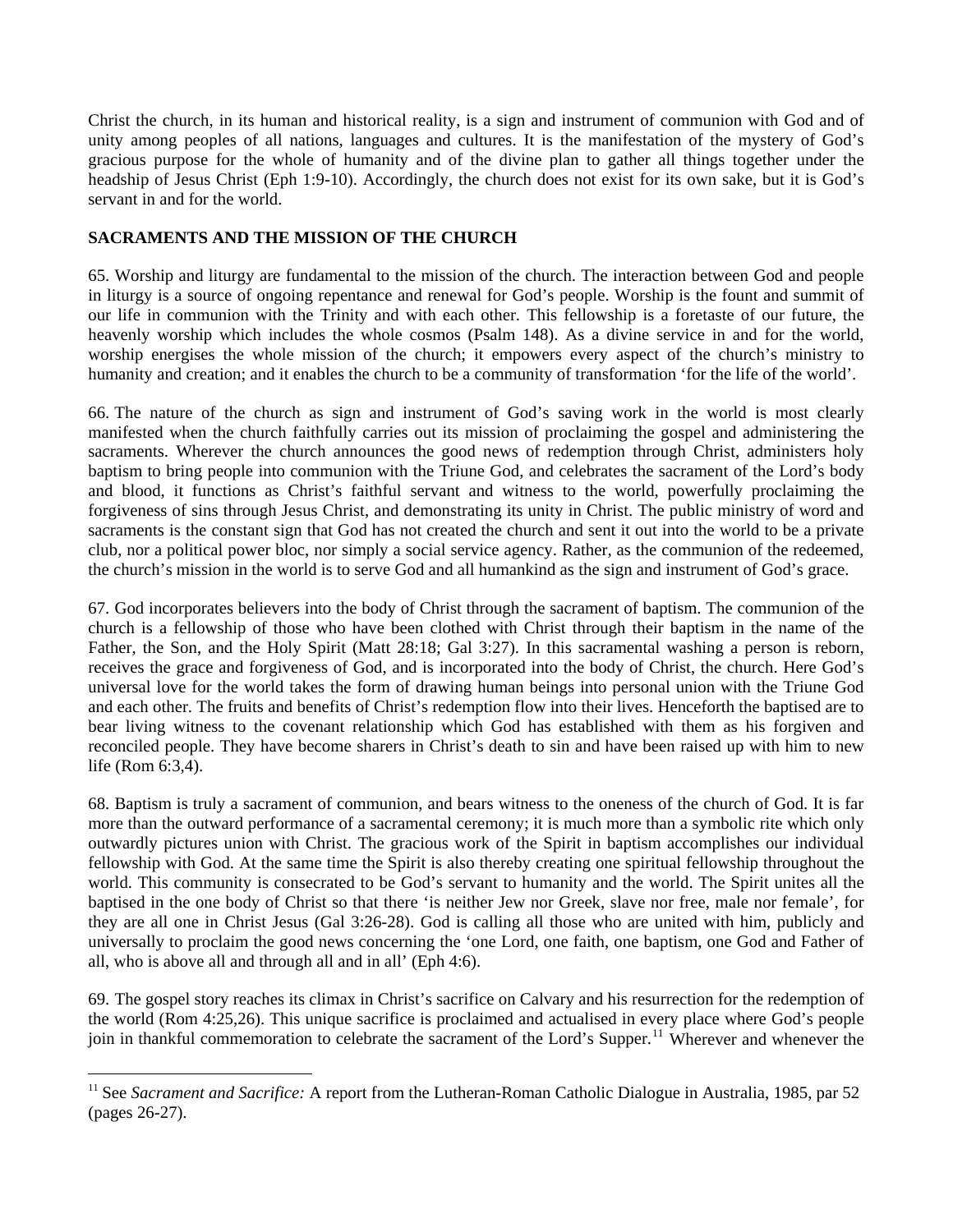Christ the church, in its human and historical reality, is a sign and instrument of communion with God and of unity among peoples of all nations, languages and cultures. It is the manifestation of the mystery of God's gracious purpose for the whole of humanity and of the divine plan to gather all things together under the headship of Jesus Christ (Eph 1:9-10). Accordingly, the church does not exist for its own sake, but it is God's servant in and for the world.

## SACRAMENTS AND THE MISSION OF THE CHURCH

65. Worship and liturgy are fundamental to the mission of the church. The interaction between God and people in liturgy is a source of ongoing repentance and renewal for God's people. Worship is the fount and summit of our life in communion with the Trinity and with each other. This fellowship is a foretaste of our future, the heavenly worship which includes the whole cosmos (Psalm 148). As a divine service in and for the world, worship energises the whole mission of the church; it empowers every aspect of the church's ministry to humanity and creation; and it enables the church to be a community of transformation 'for the life of the world'.

66. The nature of the church as sign and instrument of God's saving work in the world is most clearly manifested when the church faithfully carries out its mission of proclaiming the gospel and administering the sacraments. Wherever the church announces the good news of redemption through Christ, administers holy baptism to bring people into communion with the Triune God, and celebrates the sacrament of the Lord's body and blood, it functions as Christ's faithful servant and witness to the world, powerfully proclaiming the forgiveness of sins through Jesus Christ, and demonstrating its unity in Christ. The public ministry of word and sacraments is the constant sign that God has not created the church and sent it out into the world to be a private club, nor a political power bloc, nor simply a social service agency. Rather, as the communion of the redeemed, the church's mission in the world is to serve God and all humankind as the sign and instrument of God's grace.

67. God incorporates believers into the body of Christ through the sacrament of baptism. The communion of the church is a fellowship of those who have been clothed with Christ through their baptism in the name of the Father, the Son, and the Holy Spirit (Matt 28:18; Gal 3:27). In this sacramental washing a person is reborn, receives the grace and forgiveness of God, and is incorporated into the body of Christ, the church. Here God's universal love for the world takes the form of drawing human beings into personal union with the Triune God and each other. The fruits and benefits of Christ's redemption flow into their lives. Henceforth the baptised are to bear living witness to the covenant relationship which God has established with them as his forgiven and reconciled people. They have become sharers in Christ's death to sin and have been raised up with him to new life (Rom 6:3,4).

68. Baptism is truly a sacrament of communion, and bears witness to the oneness of the church of God. It is far more than the outward performance of a sacramental ceremony; it is much more than a symbolic rite which only outwardly pictures union with Christ. The gracious work of the Spirit in baptism accomplishes our individual fellowship with God. At the same time the Spirit is also thereby creating one spiritual fellowship throughout the world. This community is consecrated to be God's servant to humanity and the world. The Spirit unites all the baptised in the one body of Christ so that there 'is neither Jew nor Greek, slave nor free, male nor female', for they are all one in Christ Jesus (Gal 3:26-28). God is calling all those who are united with him, publicly and universally to proclaim the good news concerning the 'one Lord, one faith, one baptism, one God and Father of all, who is above all and through all and in all' (Eph 4:6).

69. The gospel story reaches its climax in Christ's sacrifice on Calvary and his resurrection for the redemption of the world (Rom 4:25,26). This unique sacrifice is proclaimed and actualised in every place where God's people join in thankful commemoration to celebrate the sacrament of the Lord's Supper.[11] Wherever and whenever the

[11] See *Sacrament and Sacrifice:* A report from the Lutheran-Roman Catholic Dialogue in Australia, 1985, par 52 (pages 26-27).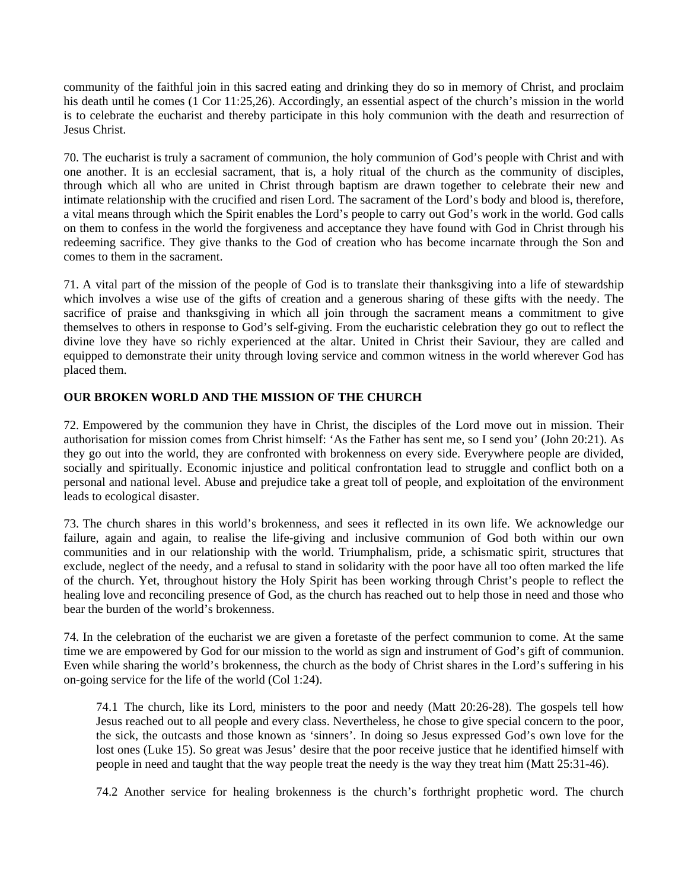community of the faithful join in this sacred eating and drinking they do so in memory of Christ, and proclaim his death until he comes (1 Cor 11:25,26). Accordingly, an essential aspect of the church's mission in the world is to celebrate the eucharist and thereby participate in this holy communion with the death and resurrection of Jesus Christ.

70. The eucharist is truly a sacrament of communion, the holy communion of God's people with Christ and with one another. It is an ecclesial sacrament, that is, a holy ritual of the church as the community of disciples, through which all who are united in Christ through baptism are drawn together to celebrate their new and intimate relationship with the crucified and risen Lord. The sacrament of the Lord's body and blood is, therefore, a vital means through which the Spirit enables the Lord's people to carry out God's work in the world. God calls on them to confess in the world the forgiveness and acceptance they have found with God in Christ through his redeeming sacrifice. They give thanks to the God of creation who has become incarnate through the Son and comes to them in the sacrament.

71. A vital part of the mission of the people of God is to translate their thanksgiving into a life of stewardship which involves a wise use of the gifts of creation and a generous sharing of these gifts with the needy. The sacrifice of praise and thanksgiving in which all join through the sacrament means a commitment to give themselves to others in response to God's self-giving. From the eucharistic celebration they go out to reflect the divine love they have so richly experienced at the altar. United in Christ their Saviour, they are called and equipped to demonstrate their unity through loving service and common witness in the world wherever God has placed them.

**OUR BROKEN WORLD AND THE MISSION OF THE CHURCH**

72. Empowered by the communion they have in Christ, the disciples of the Lord move out in mission. Their authorisation for mission comes from Christ himself: 'As the Father has sent me, so I send you' (John 20:21). As they go out into the world, they are confronted with brokenness on every side. Everywhere people are divided, socially and spiritually. Economic injustice and political confrontation lead to struggle and conflict both on a personal and national level. Abuse and prejudice take a great toll of people, and exploitation of the environment leads to ecological disaster.

73. The church shares in this world's brokenness, and sees it reflected in its own life. We acknowledge our failure, again and again, to realise the life-giving and inclusive communion of God both within our own communities and in our relationship with the world. Triumphalism, pride, a schismatic spirit, structures that exclude, neglect of the needy, and a refusal to stand in solidarity with the poor have all too often marked the life of the church. Yet, throughout history the Holy Spirit has been working through Christ's people to reflect the healing love and reconciling presence of God, as the church has reached out to help those in need and those who bear the burden of the world's brokenness.

74. In the celebration of the eucharist we are given a foretaste of the perfect communion to come. At the same time we are empowered by God for our mission to the world as sign and instrument of God's gift of communion. Even while sharing the world's brokenness, the church as the body of Christ shares in the Lord's suffering in his on-going service for the life of the world (Col 1:24).

> 74.1 The church, like its Lord, ministers to the poor and needy (Matt 20:26-28). The gospels tell how Jesus reached out to all people and every class. Nevertheless, he chose to give special concern to the poor, the sick, the outcasts and those known as 'sinners'. In doing so Jesus expressed God's own love for the lost ones (Luke 15). So great was Jesus' desire that the poor receive justice that he identified himself with people in need and taught that the way people treat the needy is the way they treat him (Matt 25:31-46).
>
> 74.2 Another service for healing brokenness is the church's forthright prophetic word. The church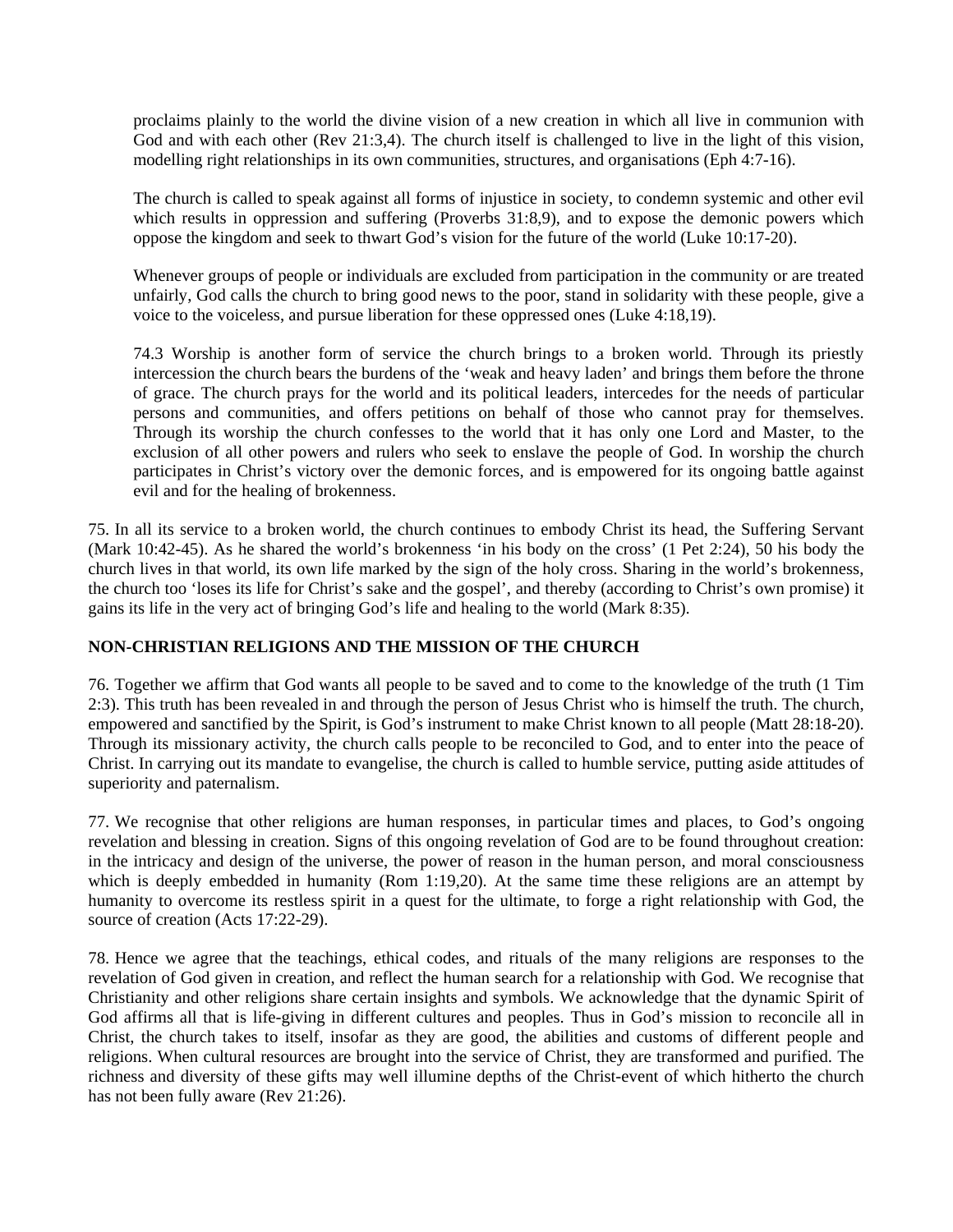proclaims plainly to the world the divine vision of a new creation in which all live in communion with God and with each other (Rev 21:3,4). The church itself is challenged to live in the light of this vision, modelling right relationships in its own communities, structures, and organisations (Eph 4:7-16).

The church is called to speak against all forms of injustice in society, to condemn systemic and other evil which results in oppression and suffering (Proverbs 31:8,9), and to expose the demonic powers which oppose the kingdom and seek to thwart God's vision for the future of the world (Luke 10:17-20).

Whenever groups of people or individuals are excluded from participation in the community or are treated unfairly, God calls the church to bring good news to the poor, stand in solidarity with these people, give a voice to the voiceless, and pursue liberation for these oppressed ones (Luke 4:18,19).

74.3 Worship is another form of service the church brings to a broken world. Through its priestly intercession the church bears the burdens of the 'weak and heavy laden' and brings them before the throne of grace. The church prays for the world and its political leaders, intercedes for the needs of particular persons and communities, and offers petitions on behalf of those who cannot pray for themselves. Through its worship the church confesses to the world that it has only one Lord and Master, to the exclusion of all other powers and rulers who seek to enslave the people of God. In worship the church participates in Christ's victory over the demonic forces, and is empowered for its ongoing battle against evil and for the healing of brokenness.

75. In all its service to a broken world, the church continues to embody Christ its head, the Suffering Servant (Mark 10:42-45). As he shared the world's brokenness 'in his body on the cross' (1 Pet 2:24), 50 his body the church lives in that world, its own life marked by the sign of the holy cross. Sharing in the world's brokenness, the church too 'loses its life for Christ's sake and the gospel', and thereby (according to Christ's own promise) it gains its life in the very act of bringing God's life and healing to the world (Mark 8:35).

**NON-CHRISTIAN RELIGIONS AND THE MISSION OF THE CHURCH**

76. Together we affirm that God wants all people to be saved and to come to the knowledge of the truth (1 Tim 2:3). This truth has been revealed in and through the person of Jesus Christ who is himself the truth. The church, empowered and sanctified by the Spirit, is God's instrument to make Christ known to all people (Matt 28:18-20). Through its missionary activity, the church calls people to be reconciled to God, and to enter into the peace of Christ. In carrying out its mandate to evangelise, the church is called to humble service, putting aside attitudes of superiority and paternalism.

77. We recognise that other religions are human responses, in particular times and places, to God's ongoing revelation and blessing in creation. Signs of this ongoing revelation of God are to be found throughout creation: in the intricacy and design of the universe, the power of reason in the human person, and moral consciousness which is deeply embedded in humanity (Rom 1:19,20). At the same time these religions are an attempt by humanity to overcome its restless spirit in a quest for the ultimate, to forge a right relationship with God, the source of creation (Acts 17:22-29).

78. Hence we agree that the teachings, ethical codes, and rituals of the many religions are responses to the revelation of God given in creation, and reflect the human search for a relationship with God. We recognise that Christianity and other religions share certain insights and symbols. We acknowledge that the dynamic Spirit of God affirms all that is life-giving in different cultures and peoples. Thus in God's mission to reconcile all in Christ, the church takes to itself, insofar as they are good, the abilities and customs of different people and religions. When cultural resources are brought into the service of Christ, they are transformed and purified. The richness and diversity of these gifts may well illumine depths of the Christ-event of which hitherto the church has not been fully aware (Rev 21:26).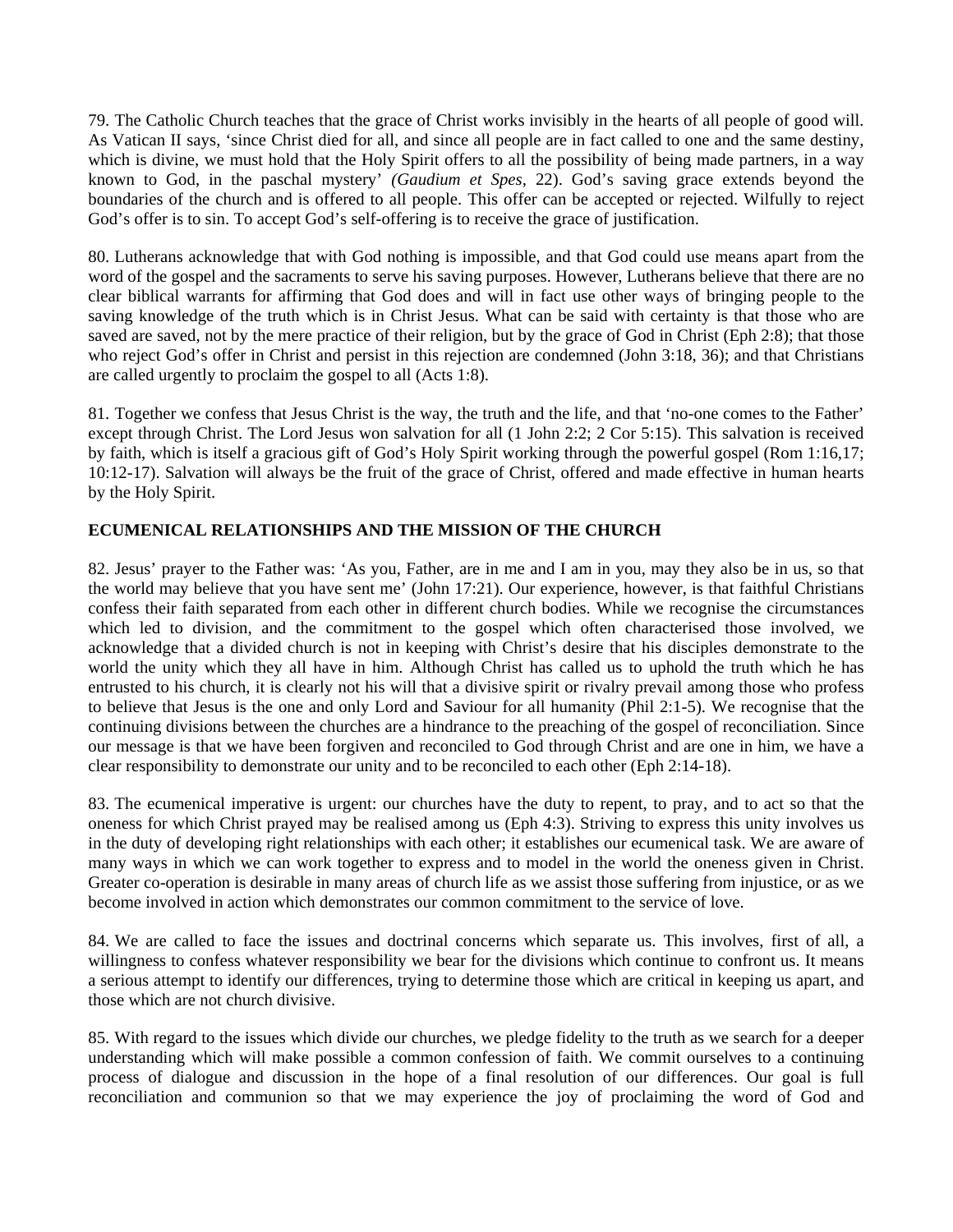79. The Catholic Church teaches that the grace of Christ works invisibly in the hearts of all people of good will. As Vatican II says, 'since Christ died for all, and since all people are in fact called to one and the same destiny, which is divine, we must hold that the Holy Spirit offers to all the possibility of being made partners, in a way known to God, in the paschal mystery' *(Gaudium et Spes*, 22). God's saving grace extends beyond the boundaries of the church and is offered to all people. This offer can be accepted or rejected. Wilfully to reject God's offer is to sin. To accept God's self-offering is to receive the grace of justification.

80. Lutherans acknowledge that with God nothing is impossible, and that God could use means apart from the word of the gospel and the sacraments to serve his saving purposes. However, Lutherans believe that there are no clear biblical warrants for affirming that God does and will in fact use other ways of bringing people to the saving knowledge of the truth which is in Christ Jesus. What can be said with certainty is that those who are saved are saved, not by the mere practice of their religion, but by the grace of God in Christ (Eph 2:8); that those who reject God's offer in Christ and persist in this rejection are condemned (John 3:18, 36); and that Christians are called urgently to proclaim the gospel to all (Acts 1:8).

81. Together we confess that Jesus Christ is the way, the truth and the life, and that 'no-one comes to the Father' except through Christ. The Lord Jesus won salvation for all (1 John 2:2; 2 Cor 5:15). This salvation is received by faith, which is itself a gracious gift of God's Holy Spirit working through the powerful gospel (Rom 1:16,17; 10:12-17). Salvation will always be the fruit of the grace of Christ, offered and made effective in human hearts by the Holy Spirit.

## ECUMENICAL RELATIONSHIPS AND THE MISSION OF THE CHURCH

82. Jesus' prayer to the Father was: 'As you, Father, are in me and I am in you, may they also be in us, so that the world may believe that you have sent me' (John 17:21). Our experience, however, is that faithful Christians confess their faith separated from each other in different church bodies. While we recognise the circumstances which led to division, and the commitment to the gospel which often characterised those involved, we acknowledge that a divided church is not in keeping with Christ's desire that his disciples demonstrate to the world the unity which they all have in him. Although Christ has called us to uphold the truth which he has entrusted to his church, it is clearly not his will that a divisive spirit or rivalry prevail among those who profess to believe that Jesus is the one and only Lord and Saviour for all humanity (Phil 2:1-5). We recognise that the continuing divisions between the churches are a hindrance to the preaching of the gospel of reconciliation. Since our message is that we have been forgiven and reconciled to God through Christ and are one in him, we have a clear responsibility to demonstrate our unity and to be reconciled to each other (Eph 2:14-18).

83. The ecumenical imperative is urgent: our churches have the duty to repent, to pray, and to act so that the oneness for which Christ prayed may be realised among us (Eph 4:3). Striving to express this unity involves us in the duty of developing right relationships with each other; it establishes our ecumenical task. We are aware of many ways in which we can work together to express and to model in the world the oneness given in Christ. Greater co-operation is desirable in many areas of church life as we assist those suffering from injustice, or as we become involved in action which demonstrates our common commitment to the service of love.

84. We are called to face the issues and doctrinal concerns which separate us. This involves, first of all, a willingness to confess whatever responsibility we bear for the divisions which continue to confront us. It means a serious attempt to identify our differences, trying to determine those which are critical in keeping us apart, and those which are not church divisive.

85. With regard to the issues which divide our churches, we pledge fidelity to the truth as we search for a deeper understanding which will make possible a common confession of faith. We commit ourselves to a continuing process of dialogue and discussion in the hope of a final resolution of our differences. Our goal is full reconciliation and communion so that we may experience the joy of proclaiming the word of God and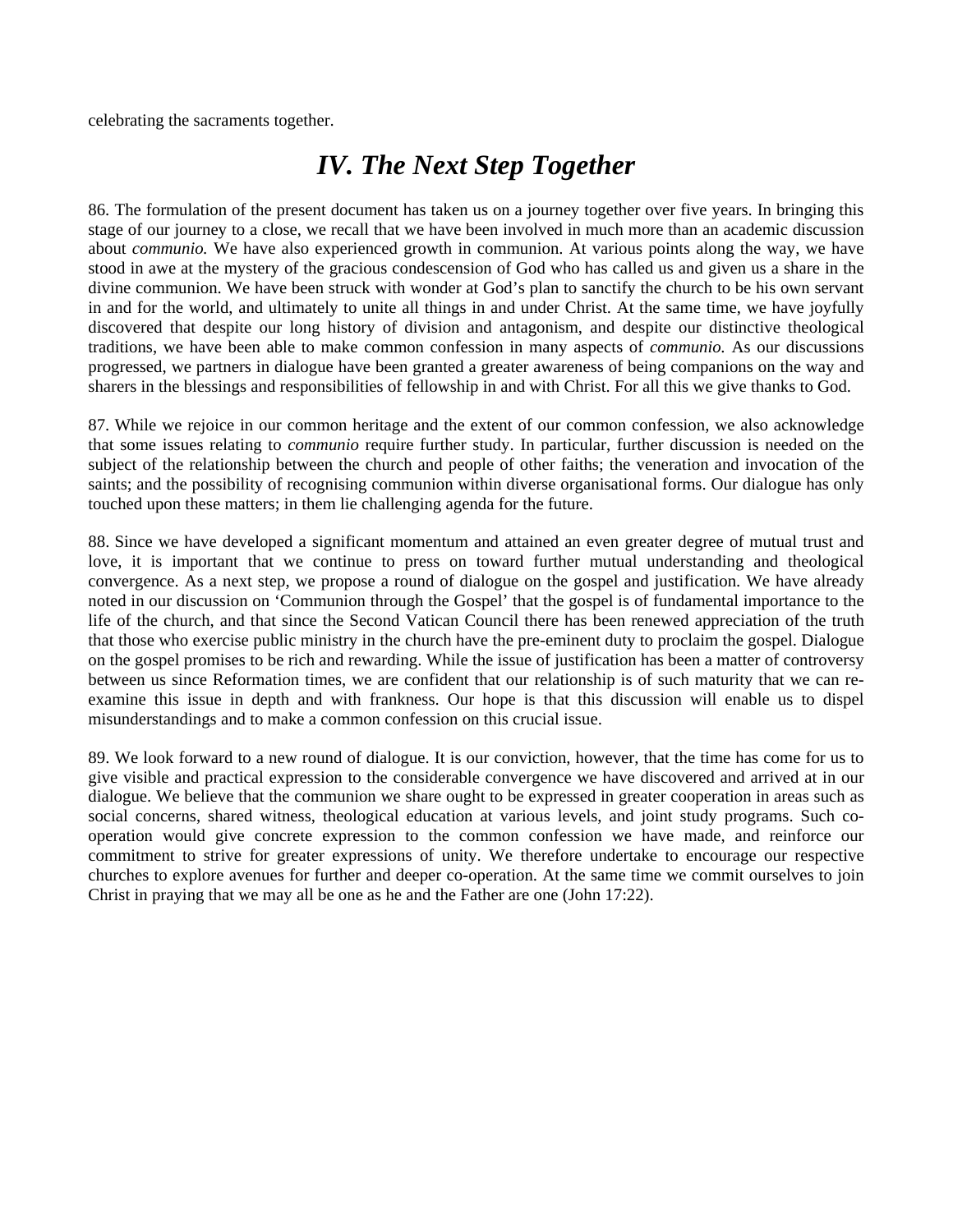celebrating the sacraments together.

## *IV. The Next Step Together*

86. The formulation of the present document has taken us on a journey together over five years. In bringing this stage of our journey to a close, we recall that we have been involved in much more than an academic discussion about *communio.* We have also experienced growth in communion. At various points along the way, we have stood in awe at the mystery of the gracious condescension of God who has called us and given us a share in the divine communion. We have been struck with wonder at God's plan to sanctify the church to be his own servant in and for the world, and ultimately to unite all things in and under Christ. At the same time, we have joyfully discovered that despite our long history of division and antagonism, and despite our distinctive theological traditions, we have been able to make common confession in many aspects of *communio.* As our discussions progressed, we partners in dialogue have been granted a greater awareness of being companions on the way and sharers in the blessings and responsibilities of fellowship in and with Christ. For all this we give thanks to God.

87. While we rejoice in our common heritage and the extent of our common confession, we also acknowledge that some issues relating to *communio* require further study. In particular, further discussion is needed on the subject of the relationship between the church and people of other faiths; the veneration and invocation of the saints; and the possibility of recognising communion within diverse organisational forms. Our dialogue has only touched upon these matters; in them lie challenging agenda for the future.

88. Since we have developed a significant momentum and attained an even greater degree of mutual trust and love, it is important that we continue to press on toward further mutual understanding and theological convergence. As a next step, we propose a round of dialogue on the gospel and justification. We have already noted in our discussion on 'Communion through the Gospel' that the gospel is of fundamental importance to the life of the church, and that since the Second Vatican Council there has been renewed appreciation of the truth that those who exercise public ministry in the church have the pre-eminent duty to proclaim the gospel. Dialogue on the gospel promises to be rich and rewarding. While the issue of justification has been a matter of controversy between us since Reformation times, we are confident that our relationship is of such maturity that we can re-examine this issue in depth and with frankness. Our hope is that this discussion will enable us to dispel misunderstandings and to make a common confession on this crucial issue.

89. We look forward to a new round of dialogue. It is our conviction, however, that the time has come for us to give visible and practical expression to the considerable convergence we have discovered and arrived at in our dialogue. We believe that the communion we share ought to be expressed in greater cooperation in areas such as social concerns, shared witness, theological education at various levels, and joint study programs. Such co-operation would give concrete expression to the common confession we have made, and reinforce our commitment to strive for greater expressions of unity. We therefore undertake to encourage our respective churches to explore avenues for further and deeper co-operation. At the same time we commit ourselves to join Christ in praying that we may all be one as he and the Father are one (John 17:22).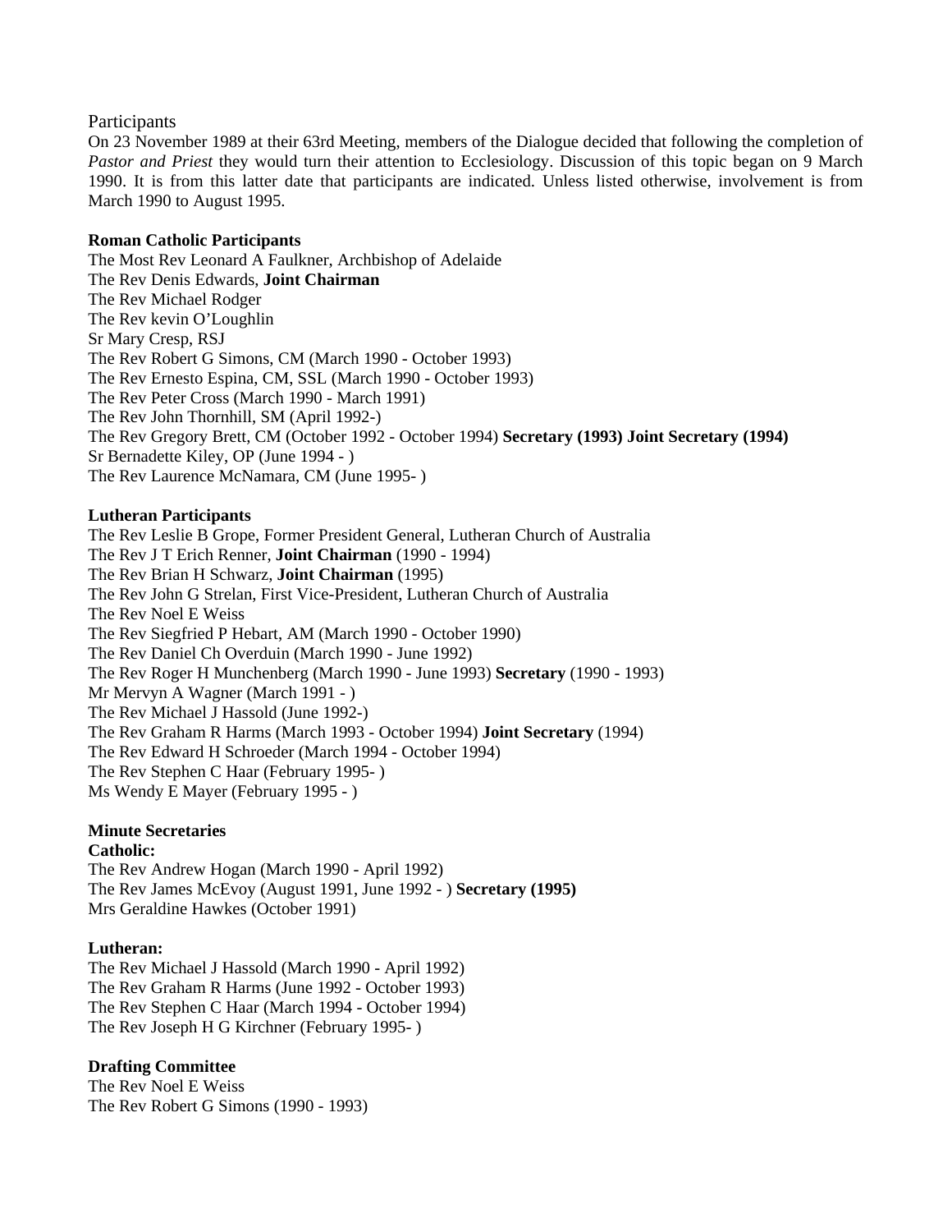## Participants

On 23 November 1989 at their 63rd Meeting, members of the Dialogue decided that following the completion of *Pastor and Priest* they would turn their attention to Ecclesiology. Discussion of this topic began on 9 March 1990. It is from this latter date that participants are indicated. Unless listed otherwise, involvement is from March 1990 to August 1995.

**Roman Catholic Participants**

The Most Rev Leonard A Faulkner, Archbishop of Adelaide
The Rev Denis Edwards, **Joint Chairman**
The Rev Michael Rodger
The Rev kevin O'Loughlin
Sr Mary Cresp, RSJ
The Rev Robert G Simons, CM (March 1990 - October 1993)
The Rev Ernesto Espina, CM, SSL (March 1990 - October 1993)
The Rev Peter Cross (March 1990 - March 1991)
The Rev John Thornhill, SM (April 1992-)
The Rev Gregory Brett, CM (October 1992 - October 1994) **Secretary (1993) Joint Secretary (1994)**
Sr Bernadette Kiley, OP (June 1994 - )
The Rev Laurence McNamara, CM (June 1995- )

**Lutheran Participants**

The Rev Leslie B Grope, Former President General, Lutheran Church of Australia
The Rev J T Erich Renner, **Joint Chairman** (1990 - 1994)
The Rev Brian H Schwarz, **Joint Chairman** (1995)
The Rev John G Strelan, First Vice-President, Lutheran Church of Australia
The Rev Noel E Weiss
The Rev Siegfried P Hebart, AM (March 1990 - October 1990)
The Rev Daniel Ch Overduin (March 1990 - June 1992)
The Rev Roger H Munchenberg (March 1990 - June 1993) **Secretary** (1990 - 1993)
Mr Mervyn A Wagner (March 1991 - )
The Rev Michael J Hassold (June 1992-)
The Rev Graham R Harms (March 1993 - October 1994) **Joint Secretary** (1994)
The Rev Edward H Schroeder (March 1994 - October 1994)
The Rev Stephen C Haar (February 1995- )
Ms Wendy E Mayer (February 1995 - )

**Minute Secretaries**

**Catholic:**

The Rev Andrew Hogan (March 1990 - April 1992)
The Rev James McEvoy (August 1991, June 1992 - ) **Secretary (1995)**
Mrs Geraldine Hawkes (October 1991)

**Lutheran:**

The Rev Michael J Hassold (March 1990 - April 1992)
The Rev Graham R Harms (June 1992 - October 1993)
The Rev Stephen C Haar (March 1994 - October 1994)
The Rev Joseph H G Kirchner (February 1995- )

**Drafting Committee**

The Rev Noel E Weiss
The Rev Robert G Simons (1990 - 1993)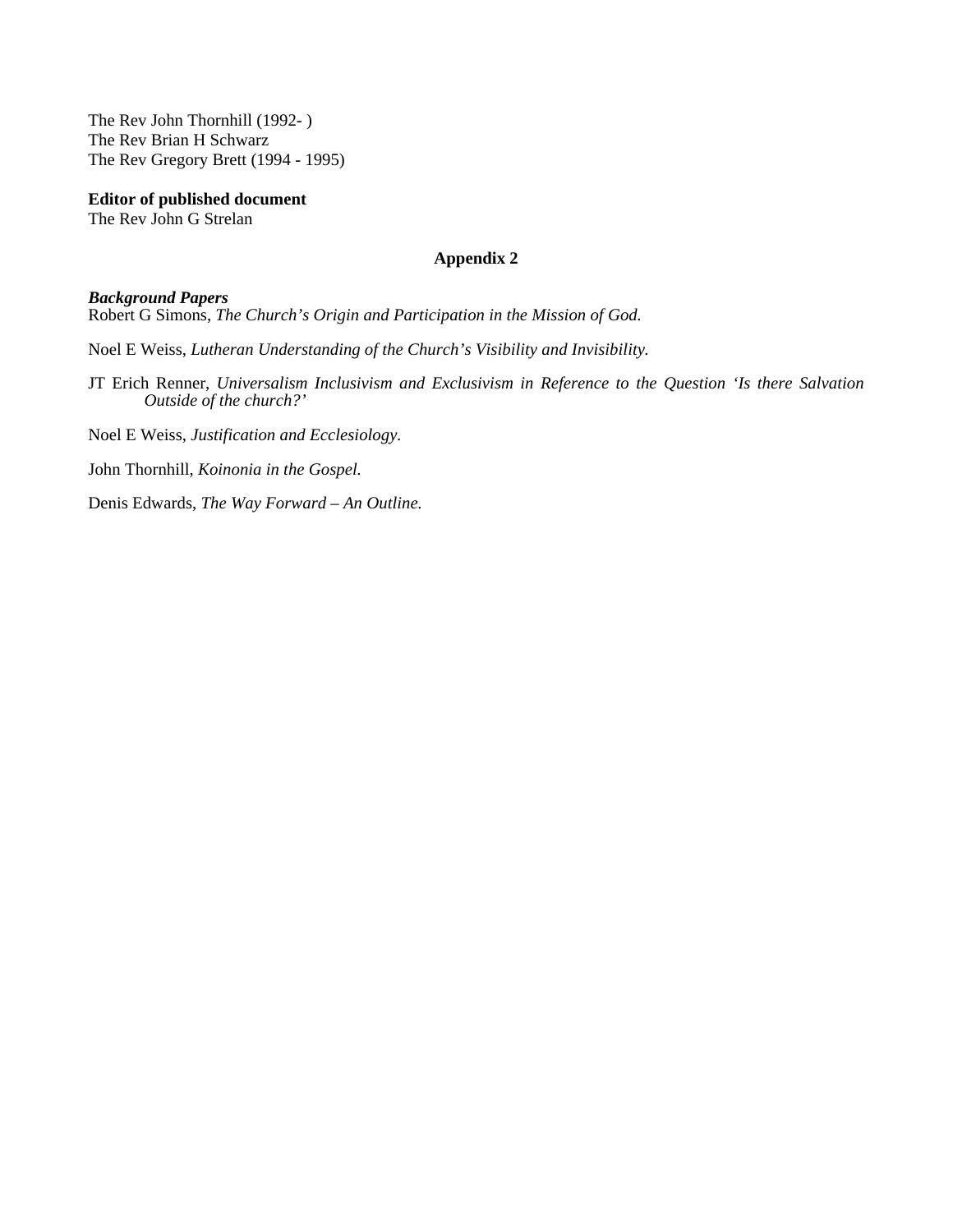The Rev John Thornhill (1992- )
The Rev Brian H Schwarz
The Rev Gregory Brett (1994 - 1995)

**Editor of published document**
The Rev John G Strelan

## Appendix 2

***Background Papers***
Robert G Simons, *The Church's Origin and Participation in the Mission of God.*

Noel E Weiss, *Lutheran Understanding of the Church's Visibility and Invisibility.*

JT Erich Renner, *Universalism Inclusivism and Exclusivism in Reference to the Question 'Is there Salvation Outside of the church?'*

Noel E Weiss, *Justification and Ecclesiology.*

John Thornhill, *Koinonia in the Gospel.*

Denis Edwards, *The Way Forward – An Outline.*